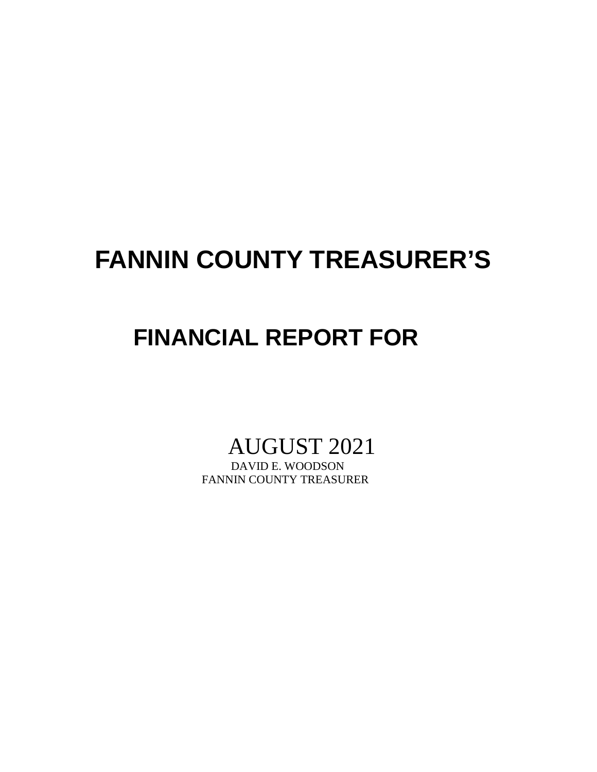# FANNIN COUNTY TREASURER'S

# FINANCIAL REPORT FOR

AUGUST 2021

DAVID E. WOODSON

FANNIN COUNTY TREASURER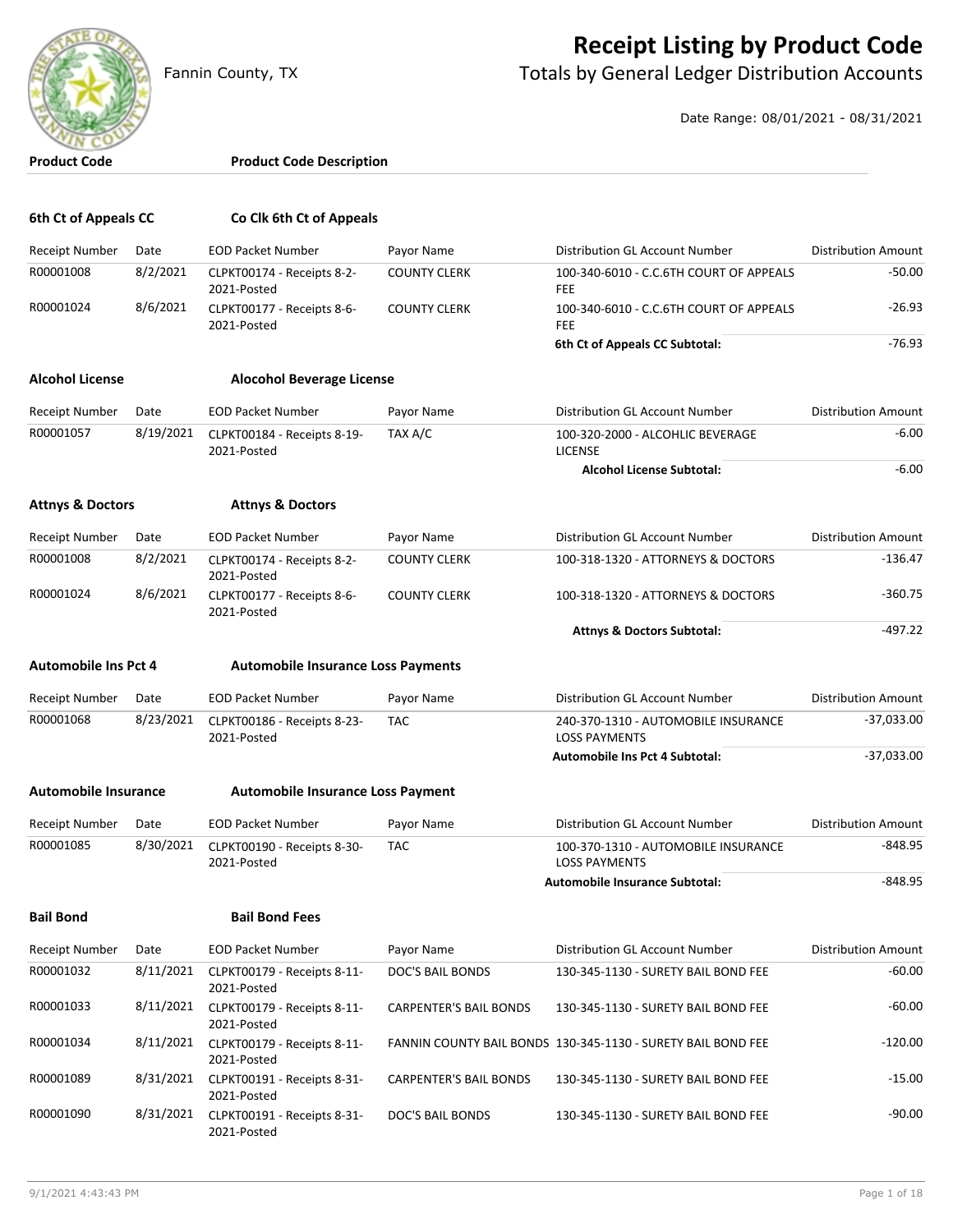# Receipt Listing by Product Code

Fannin County, TX

## Totals by General Ledger Distribution Accounts

Date Range: 08/01/2021 - 08/31/2021

| Product Code | Product Code Description |
|---|---|

### 6th Ct of Appeals CC — Co Clk 6th Ct of Appeals

| Receipt Number | Date | EOD Packet Number | Payor Name | Distribution GL Account Number | Distribution Amount |
|---|---|---|---|---|---|
| R00001008 | 8/2/2021 | CLPKT00174 - Receipts 8-2-2021-Posted | COUNTY CLERK | 100-340-6010 - C.C.6TH COURT OF APPEALS FEE | -50.00 |
| R00001024 | 8/6/2021 | CLPKT00177 - Receipts 8-6-2021-Posted | COUNTY CLERK | 100-340-6010 - C.C.6TH COURT OF APPEALS FEE | -26.93 |
| | | | | **6th Ct of Appeals CC Subtotal:** | -76.93 |

### Alcohol License — Alocohol Beverage License

| Receipt Number | Date | EOD Packet Number | Payor Name | Distribution GL Account Number | Distribution Amount |
|---|---|---|---|---|---|
| R00001057 | 8/19/2021 | CLPKT00184 - Receipts 8-19-2021-Posted | TAX A/C | 100-320-2000 - ALCOHLIC BEVERAGE LICENSE | -6.00 |
| | | | | **Alcohol License Subtotal:** | -6.00 |

### Attnys & Doctors — Attnys & Doctors

| Receipt Number | Date | EOD Packet Number | Payor Name | Distribution GL Account Number | Distribution Amount |
|---|---|---|---|---|---|
| R00001008 | 8/2/2021 | CLPKT00174 - Receipts 8-2-2021-Posted | COUNTY CLERK | 100-318-1320 - ATTORNEYS & DOCTORS | -136.47 |
| R00001024 | 8/6/2021 | CLPKT00177 - Receipts 8-6-2021-Posted | COUNTY CLERK | 100-318-1320 - ATTORNEYS & DOCTORS | -360.75 |
| | | | | **Attnys & Doctors Subtotal:** | -497.22 |

### Automobile Ins Pct 4 — Automobile Insurance Loss Payments

| Receipt Number | Date | EOD Packet Number | Payor Name | Distribution GL Account Number | Distribution Amount |
|---|---|---|---|---|---|
| R00001068 | 8/23/2021 | CLPKT00186 - Receipts 8-23-2021-Posted | TAC | 240-370-1310 - AUTOMOBILE INSURANCE LOSS PAYMENTS | -37,033.00 |
| | | | | **Automobile Ins Pct 4 Subtotal:** | -37,033.00 |

### Automobile Insurance — Automobile Insurance Loss Payment

| Receipt Number | Date | EOD Packet Number | Payor Name | Distribution GL Account Number | Distribution Amount |
|---|---|---|---|---|---|
| R00001085 | 8/30/2021 | CLPKT00190 - Receipts 8-30-2021-Posted | TAC | 100-370-1310 - AUTOMOBILE INSURANCE LOSS PAYMENTS | -848.95 |
| | | | | **Automobile Insurance Subtotal:** | -848.95 |

### Bail Bond — Bail Bond Fees

| Receipt Number | Date | EOD Packet Number | Payor Name | Distribution GL Account Number | Distribution Amount |
|---|---|---|---|---|---|
| R00001032 | 8/11/2021 | CLPKT00179 - Receipts 8-11-2021-Posted | DOC'S BAIL BONDS | 130-345-1130 - SURETY BAIL BOND FEE | -60.00 |
| R00001033 | 8/11/2021 | CLPKT00179 - Receipts 8-11-2021-Posted | CARPENTER'S BAIL BONDS | 130-345-1130 - SURETY BAIL BOND FEE | -60.00 |
| R00001034 | 8/11/2021 | CLPKT00179 - Receipts 8-11-2021-Posted | FANNIN COUNTY BAIL BONDS | 130-345-1130 - SURETY BAIL BOND FEE | -120.00 |
| R00001089 | 8/31/2021 | CLPKT00191 - Receipts 8-31-2021-Posted | CARPENTER'S BAIL BONDS | 130-345-1130 - SURETY BAIL BOND FEE | -15.00 |
| R00001090 | 8/31/2021 | CLPKT00191 - Receipts 8-31-2021-Posted | DOC'S BAIL BONDS | 130-345-1130 - SURETY BAIL BOND FEE | -90.00 |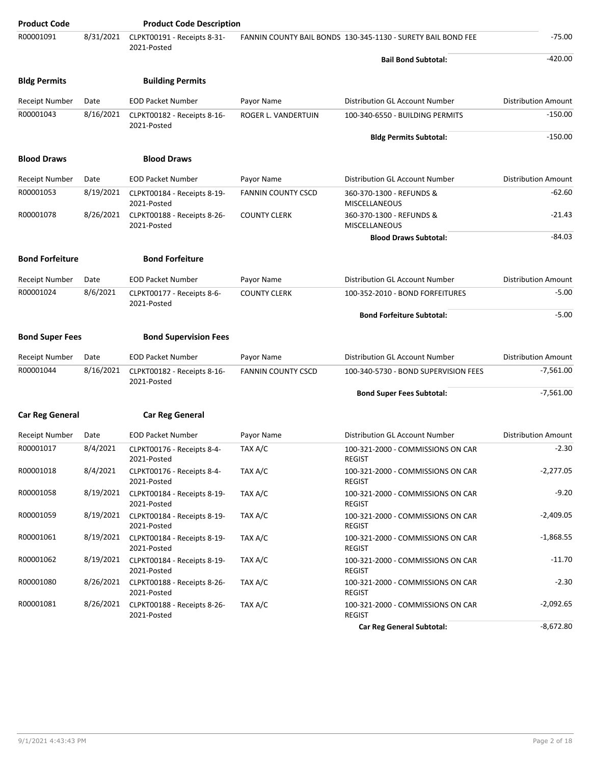| Product Code | | Product Code Description | | | |
|---|---|---|---|---|---|
| R00001091 | 8/31/2021 | CLPKT00191 - Receipts 8-31-2021-Posted | FANNIN COUNTY BAIL BONDS | 130-345-1130 - SURETY BAIL BOND FEE | -75.00 |
| | | | | **Bail Bond Subtotal:** | -420.00 |

**Bldg Permits** **Building Permits**

| Receipt Number | Date | EOD Packet Number | Payor Name | Distribution GL Account Number | Distribution Amount |
|---|---|---|---|---|---|
| R00001043 | 8/16/2021 | CLPKT00182 - Receipts 8-16-2021-Posted | ROGER L. VANDERTUIN | 100-340-6550 - BUILDING PERMITS | -150.00 |
| | | | | **Bldg Permits Subtotal:** | -150.00 |

**Blood Draws** **Blood Draws**

| Receipt Number | Date | EOD Packet Number | Payor Name | Distribution GL Account Number | Distribution Amount |
|---|---|---|---|---|---|
| R00001053 | 8/19/2021 | CLPKT00184 - Receipts 8-19-2021-Posted | FANNIN COUNTY CSCD | 360-370-1300 - REFUNDS & MISCELLANEOUS | -62.60 |
| R00001078 | 8/26/2021 | CLPKT00188 - Receipts 8-26-2021-Posted | COUNTY CLERK | 360-370-1300 - REFUNDS & MISCELLANEOUS | -21.43 |
| | | | | **Blood Draws Subtotal:** | -84.03 |

**Bond Forfeiture** **Bond Forfeiture**

| Receipt Number | Date | EOD Packet Number | Payor Name | Distribution GL Account Number | Distribution Amount |
|---|---|---|---|---|---|
| R00001024 | 8/6/2021 | CLPKT00177 - Receipts 8-6-2021-Posted | COUNTY CLERK | 100-352-2010 - BOND FORFEITURES | -5.00 |
| | | | | **Bond Forfeiture Subtotal:** | -5.00 |

**Bond Super Fees** **Bond Supervision Fees**

| Receipt Number | Date | EOD Packet Number | Payor Name | Distribution GL Account Number | Distribution Amount |
|---|---|---|---|---|---|
| R00001044 | 8/16/2021 | CLPKT00182 - Receipts 8-16-2021-Posted | FANNIN COUNTY CSCD | 100-340-5730 - BOND SUPERVISION FEES | -7,561.00 |
| | | | | **Bond Super Fees Subtotal:** | -7,561.00 |

**Car Reg General** **Car Reg General**

| Receipt Number | Date | EOD Packet Number | Payor Name | Distribution GL Account Number | Distribution Amount |
|---|---|---|---|---|---|
| R00001017 | 8/4/2021 | CLPKT00176 - Receipts 8-4-2021-Posted | TAX A/C | 100-321-2000 - COMMISSIONS ON CAR REGIST | -2.30 |
| R00001018 | 8/4/2021 | CLPKT00176 - Receipts 8-4-2021-Posted | TAX A/C | 100-321-2000 - COMMISSIONS ON CAR REGIST | -2,277.05 |
| R00001058 | 8/19/2021 | CLPKT00184 - Receipts 8-19-2021-Posted | TAX A/C | 100-321-2000 - COMMISSIONS ON CAR REGIST | -9.20 |
| R00001059 | 8/19/2021 | CLPKT00184 - Receipts 8-19-2021-Posted | TAX A/C | 100-321-2000 - COMMISSIONS ON CAR REGIST | -2,409.05 |
| R00001061 | 8/19/2021 | CLPKT00184 - Receipts 8-19-2021-Posted | TAX A/C | 100-321-2000 - COMMISSIONS ON CAR REGIST | -1,868.55 |
| R00001062 | 8/19/2021 | CLPKT00184 - Receipts 8-19-2021-Posted | TAX A/C | 100-321-2000 - COMMISSIONS ON CAR REGIST | -11.70 |
| R00001080 | 8/26/2021 | CLPKT00188 - Receipts 8-26-2021-Posted | TAX A/C | 100-321-2000 - COMMISSIONS ON CAR REGIST | -2.30 |
| R00001081 | 8/26/2021 | CLPKT00188 - Receipts 8-26-2021-Posted | TAX A/C | 100-321-2000 - COMMISSIONS ON CAR REGIST | -2,092.65 |
| | | | | **Car Reg General Subtotal:** | -8,672.80 |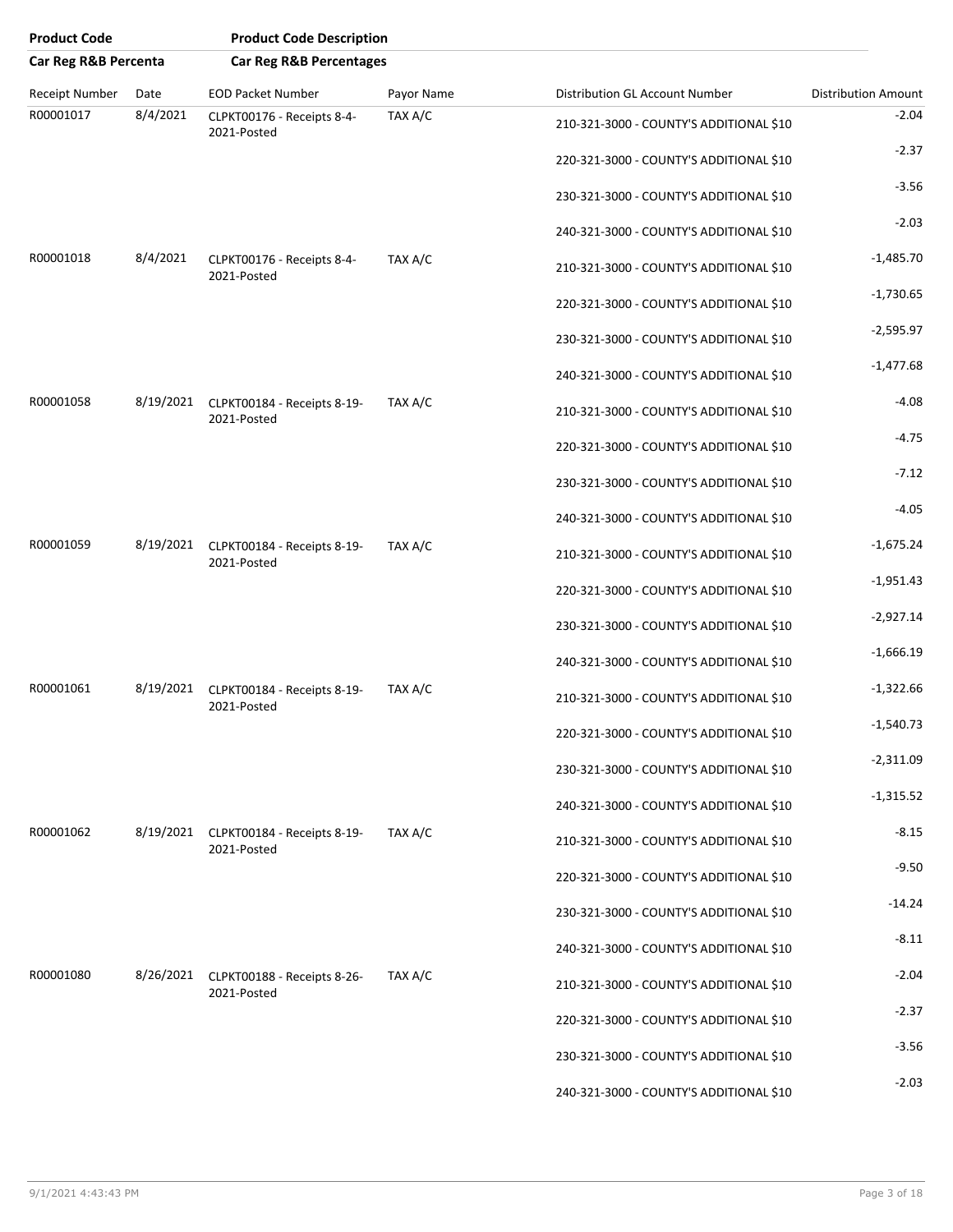| Product Code | | Product Code Description | | | |
|---|---|---|---|---|---|
| Car Reg R&B Percenta | | Car Reg R&B Percentages | | | |

| Receipt Number | Date | EOD Packet Number | Payor Name | Distribution GL Account Number | Distribution Amount |
|---|---|---|---|---|---|
| R00001017 | 8/4/2021 | CLPKT00176 - Receipts 8-4-2021-Posted | TAX A/C | 210-321-3000 - COUNTY'S ADDITIONAL $10 | -2.04 |
| | | | | 220-321-3000 - COUNTY'S ADDITIONAL $10 | -2.37 |
| | | | | 230-321-3000 - COUNTY'S ADDITIONAL $10 | -3.56 |
| | | | | 240-321-3000 - COUNTY'S ADDITIONAL $10 | -2.03 |
| R00001018 | 8/4/2021 | CLPKT00176 - Receipts 8-4-2021-Posted | TAX A/C | 210-321-3000 - COUNTY'S ADDITIONAL $10 | -1,485.70 |
| | | | | 220-321-3000 - COUNTY'S ADDITIONAL $10 | -1,730.65 |
| | | | | 230-321-3000 - COUNTY'S ADDITIONAL $10 | -2,595.97 |
| | | | | 240-321-3000 - COUNTY'S ADDITIONAL $10 | -1,477.68 |
| R00001058 | 8/19/2021 | CLPKT00184 - Receipts 8-19-2021-Posted | TAX A/C | 210-321-3000 - COUNTY'S ADDITIONAL $10 | -4.08 |
| | | | | 220-321-3000 - COUNTY'S ADDITIONAL $10 | -4.75 |
| | | | | 230-321-3000 - COUNTY'S ADDITIONAL $10 | -7.12 |
| | | | | 240-321-3000 - COUNTY'S ADDITIONAL $10 | -4.05 |
| R00001059 | 8/19/2021 | CLPKT00184 - Receipts 8-19-2021-Posted | TAX A/C | 210-321-3000 - COUNTY'S ADDITIONAL $10 | -1,675.24 |
| | | | | 220-321-3000 - COUNTY'S ADDITIONAL $10 | -1,951.43 |
| | | | | 230-321-3000 - COUNTY'S ADDITIONAL $10 | -2,927.14 |
| | | | | 240-321-3000 - COUNTY'S ADDITIONAL $10 | -1,666.19 |
| R00001061 | 8/19/2021 | CLPKT00184 - Receipts 8-19-2021-Posted | TAX A/C | 210-321-3000 - COUNTY'S ADDITIONAL $10 | -1,322.66 |
| | | | | 220-321-3000 - COUNTY'S ADDITIONAL $10 | -1,540.73 |
| | | | | 230-321-3000 - COUNTY'S ADDITIONAL $10 | -2,311.09 |
| | | | | 240-321-3000 - COUNTY'S ADDITIONAL $10 | -1,315.52 |
| R00001062 | 8/19/2021 | CLPKT00184 - Receipts 8-19-2021-Posted | TAX A/C | 210-321-3000 - COUNTY'S ADDITIONAL $10 | -8.15 |
| | | | | 220-321-3000 - COUNTY'S ADDITIONAL $10 | -9.50 |
| | | | | 230-321-3000 - COUNTY'S ADDITIONAL $10 | -14.24 |
| | | | | 240-321-3000 - COUNTY'S ADDITIONAL $10 | -8.11 |
| R00001080 | 8/26/2021 | CLPKT00188 - Receipts 8-26-2021-Posted | TAX A/C | 210-321-3000 - COUNTY'S ADDITIONAL $10 | -2.04 |
| | | | | 220-321-3000 - COUNTY'S ADDITIONAL $10 | -2.37 |
| | | | | 230-321-3000 - COUNTY'S ADDITIONAL $10 | -3.56 |
| | | | | 240-321-3000 - COUNTY'S ADDITIONAL $10 | -2.03 |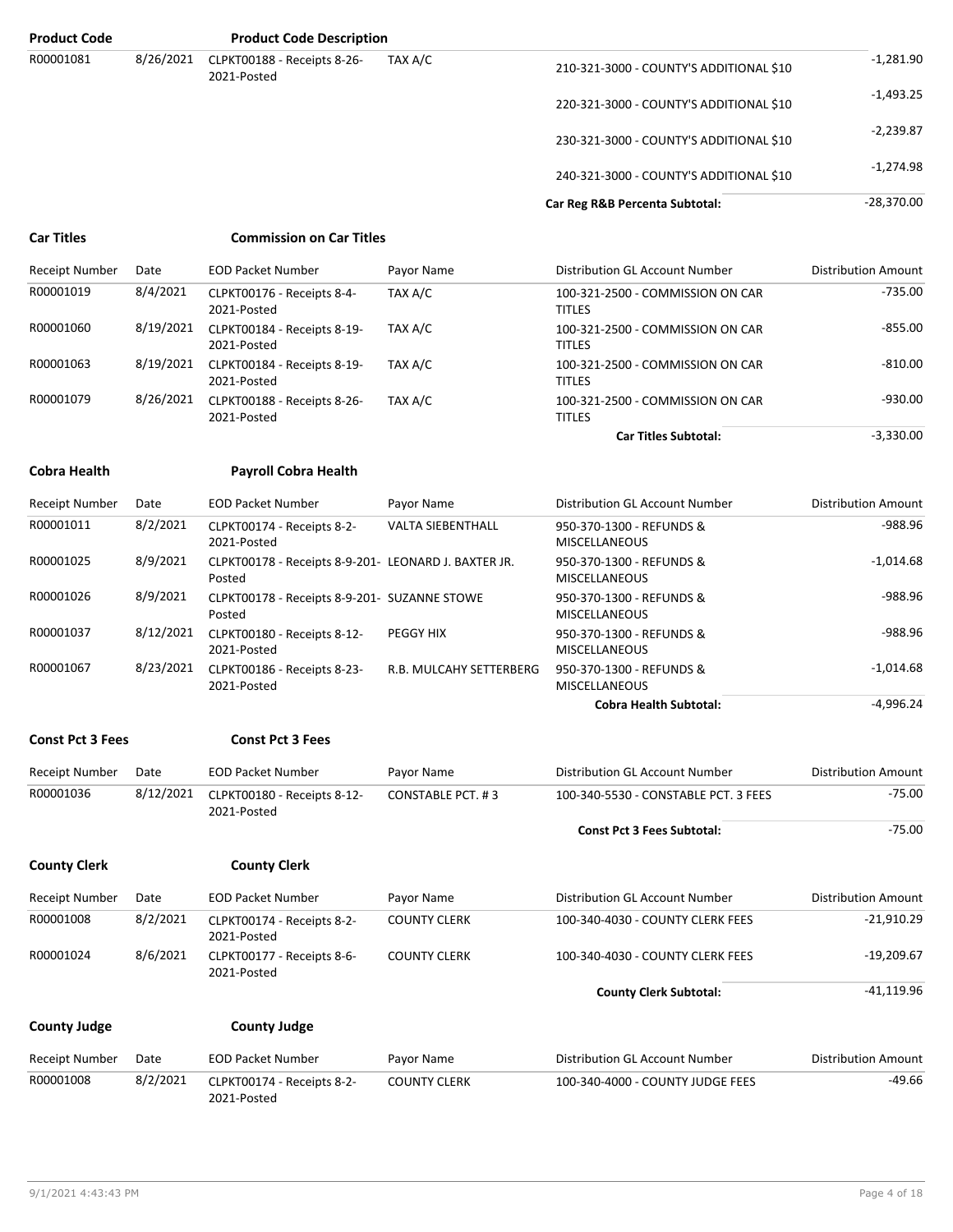| Product Code | | Product Code Description | | | |
|---|---|---|---|---|---|
| R00001081 | 8/26/2021 | CLPKT00188 - Receipts 8-26-2021-Posted | TAX A/C | 210-321-3000 - COUNTY'S ADDITIONAL $10 | -1,281.90 |
| | | | | 220-321-3000 - COUNTY'S ADDITIONAL $10 | -1,493.25 |
| | | | | 230-321-3000 - COUNTY'S ADDITIONAL $10 | -2,239.87 |
| | | | | 240-321-3000 - COUNTY'S ADDITIONAL $10 | -1,274.98 |
| | | | | **Car Reg R&B Percenta Subtotal:** | -28,370.00 |

**Car Titles** **Commission on Car Titles**

| Receipt Number | Date | EOD Packet Number | Payor Name | Distribution GL Account Number | Distribution Amount |
|---|---|---|---|---|---|
| R00001019 | 8/4/2021 | CLPKT00176 - Receipts 8-4-2021-Posted | TAX A/C | 100-321-2500 - COMMISSION ON CAR TITLES | -735.00 |
| R00001060 | 8/19/2021 | CLPKT00184 - Receipts 8-19-2021-Posted | TAX A/C | 100-321-2500 - COMMISSION ON CAR TITLES | -855.00 |
| R00001063 | 8/19/2021 | CLPKT00184 - Receipts 8-19-2021-Posted | TAX A/C | 100-321-2500 - COMMISSION ON CAR TITLES | -810.00 |
| R00001079 | 8/26/2021 | CLPKT00188 - Receipts 8-26-2021-Posted | TAX A/C | 100-321-2500 - COMMISSION ON CAR TITLES | -930.00 |
| | | | | **Car Titles Subtotal:** | -3,330.00 |

**Cobra Health** **Payroll Cobra Health**

| Receipt Number | Date | EOD Packet Number | Payor Name | Distribution GL Account Number | Distribution Amount |
|---|---|---|---|---|---|
| R00001011 | 8/2/2021 | CLPKT00174 - Receipts 8-2-2021-Posted | VALTA SIEBENTHALL | 950-370-1300 - REFUNDS & MISCELLANEOUS | -988.96 |
| R00001025 | 8/9/2021 | CLPKT00178 - Receipts 8-9-201-Posted | LEONARD J. BAXTER JR. | 950-370-1300 - REFUNDS & MISCELLANEOUS | -1,014.68 |
| R00001026 | 8/9/2021 | CLPKT00178 - Receipts 8-9-201-Posted | SUZANNE STOWE | 950-370-1300 - REFUNDS & MISCELLANEOUS | -988.96 |
| R00001037 | 8/12/2021 | CLPKT00180 - Receipts 8-12-2021-Posted | PEGGY HIX | 950-370-1300 - REFUNDS & MISCELLANEOUS | -988.96 |
| R00001067 | 8/23/2021 | CLPKT00186 - Receipts 8-23-2021-Posted | R.B. MULCAHY SETTERBERG | 950-370-1300 - REFUNDS & MISCELLANEOUS | -1,014.68 |
| | | | | **Cobra Health Subtotal:** | -4,996.24 |

**Const Pct 3 Fees** **Const Pct 3 Fees**

| Receipt Number | Date | EOD Packet Number | Payor Name | Distribution GL Account Number | Distribution Amount |
|---|---|---|---|---|---|
| R00001036 | 8/12/2021 | CLPKT00180 - Receipts 8-12-2021-Posted | CONSTABLE PCT. # 3 | 100-340-5530 - CONSTABLE PCT. 3 FEES | -75.00 |
| | | | | **Const Pct 3 Fees Subtotal:** | -75.00 |

**County Clerk** **County Clerk**

| Receipt Number | Date | EOD Packet Number | Payor Name | Distribution GL Account Number | Distribution Amount |
|---|---|---|---|---|---|
| R00001008 | 8/2/2021 | CLPKT00174 - Receipts 8-2-2021-Posted | COUNTY CLERK | 100-340-4030 - COUNTY CLERK FEES | -21,910.29 |
| R00001024 | 8/6/2021 | CLPKT00177 - Receipts 8-6-2021-Posted | COUNTY CLERK | 100-340-4030 - COUNTY CLERK FEES | -19,209.67 |
| | | | | **County Clerk Subtotal:** | -41,119.96 |

**County Judge** **County Judge**

| Receipt Number | Date | EOD Packet Number | Payor Name | Distribution GL Account Number | Distribution Amount |
|---|---|---|---|---|---|
| R00001008 | 8/2/2021 | CLPKT00174 - Receipts 8-2-2021-Posted | COUNTY CLERK | 100-340-4000 - COUNTY JUDGE FEES | -49.66 |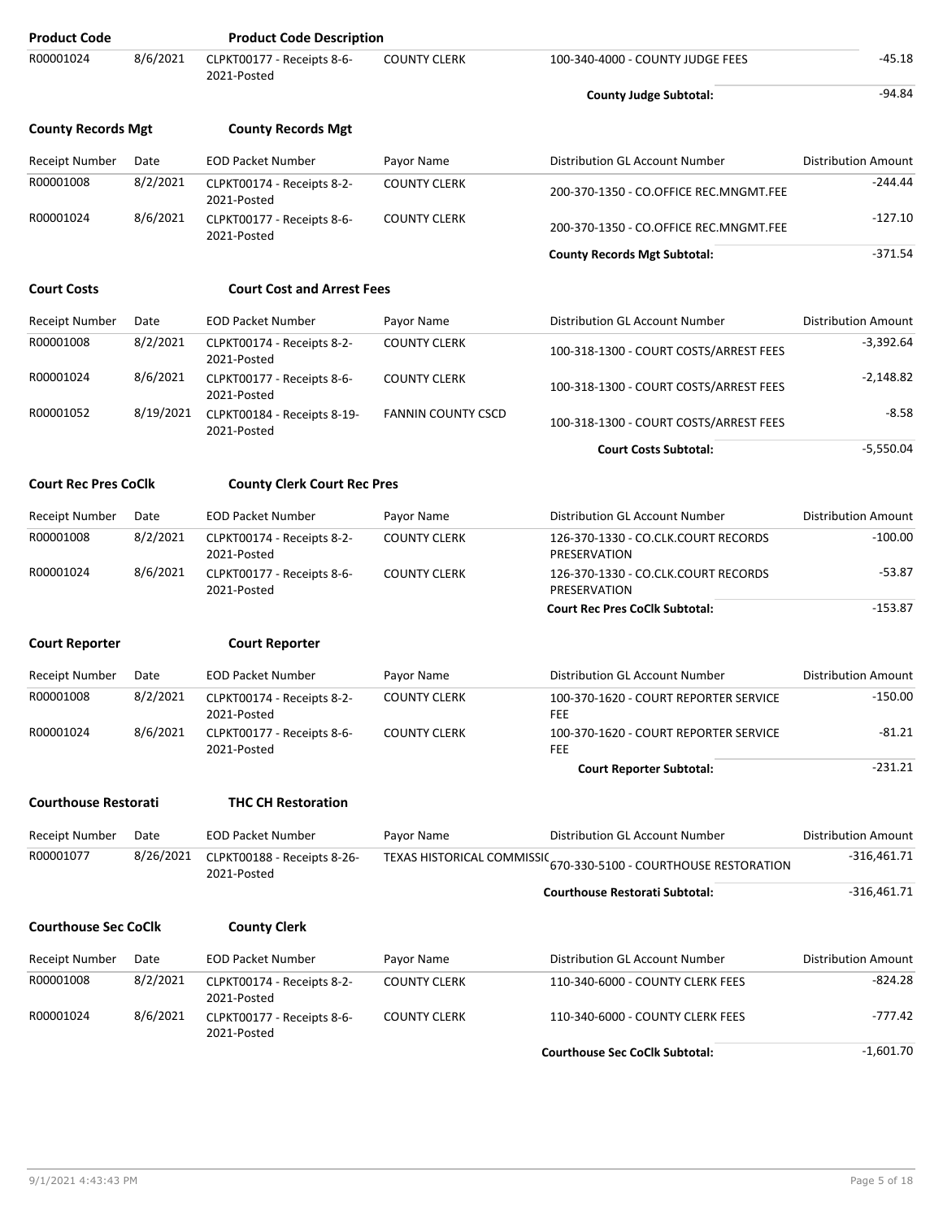| Product Code | | Product Code Description | | | |
|---|---|---|---|---|---|
| R00001024 | 8/6/2021 | CLPKT00177 - Receipts 8-6-2021-Posted | COUNTY CLERK | 100-340-4000 - COUNTY JUDGE FEES | -45.18 |
| | | | | **County Judge Subtotal:** | -94.84 |

**County Records Mgt** **County Records Mgt**

| Receipt Number | Date | EOD Packet Number | Payor Name | Distribution GL Account Number | Distribution Amount |
|---|---|---|---|---|---|
| R00001008 | 8/2/2021 | CLPKT00174 - Receipts 8-2-2021-Posted | COUNTY CLERK | 200-370-1350 - CO.OFFICE REC.MNGMT.FEE | -244.44 |
| R00001024 | 8/6/2021 | CLPKT00177 - Receipts 8-6-2021-Posted | COUNTY CLERK | 200-370-1350 - CO.OFFICE REC.MNGMT.FEE | -127.10 |
| | | | | **County Records Mgt Subtotal:** | -371.54 |

**Court Costs** **Court Cost and Arrest Fees**

| Receipt Number | Date | EOD Packet Number | Payor Name | Distribution GL Account Number | Distribution Amount |
|---|---|---|---|---|---|
| R00001008 | 8/2/2021 | CLPKT00174 - Receipts 8-2-2021-Posted | COUNTY CLERK | 100-318-1300 - COURT COSTS/ARREST FEES | -3,392.64 |
| R00001024 | 8/6/2021 | CLPKT00177 - Receipts 8-6-2021-Posted | COUNTY CLERK | 100-318-1300 - COURT COSTS/ARREST FEES | -2,148.82 |
| R00001052 | 8/19/2021 | CLPKT00184 - Receipts 8-19-2021-Posted | FANNIN COUNTY CSCD | 100-318-1300 - COURT COSTS/ARREST FEES | -8.58 |
| | | | | **Court Costs Subtotal:** | -5,550.04 |

**Court Rec Pres CoClk** **County Clerk Court Rec Pres**

| Receipt Number | Date | EOD Packet Number | Payor Name | Distribution GL Account Number | Distribution Amount |
|---|---|---|---|---|---|
| R00001008 | 8/2/2021 | CLPKT00174 - Receipts 8-2-2021-Posted | COUNTY CLERK | 126-370-1330 - CO.CLK.COURT RECORDS PRESERVATION | -100.00 |
| R00001024 | 8/6/2021 | CLPKT00177 - Receipts 8-6-2021-Posted | COUNTY CLERK | 126-370-1330 - CO.CLK.COURT RECORDS PRESERVATION | -53.87 |
| | | | | **Court Rec Pres CoClk Subtotal:** | -153.87 |

**Court Reporter** **Court Reporter**

| Receipt Number | Date | EOD Packet Number | Payor Name | Distribution GL Account Number | Distribution Amount |
|---|---|---|---|---|---|
| R00001008 | 8/2/2021 | CLPKT00174 - Receipts 8-2-2021-Posted | COUNTY CLERK | 100-370-1620 - COURT REPORTER SERVICE FEE | -150.00 |
| R00001024 | 8/6/2021 | CLPKT00177 - Receipts 8-6-2021-Posted | COUNTY CLERK | 100-370-1620 - COURT REPORTER SERVICE FEE | -81.21 |
| | | | | **Court Reporter Subtotal:** | -231.21 |

**Courthouse Restorati** **THC CH Restoration**

| Receipt Number | Date | EOD Packet Number | Payor Name | Distribution GL Account Number | Distribution Amount |
|---|---|---|---|---|---|
| R00001077 | 8/26/2021 | CLPKT00188 - Receipts 8-26-2021-Posted | TEXAS HISTORICAL COMMISSIC | 670-330-5100 - COURTHOUSE RESTORATION | -316,461.71 |
| | | | | **Courthouse Restorati Subtotal:** | -316,461.71 |

**Courthouse Sec CoClk** **County Clerk**

| Receipt Number | Date | EOD Packet Number | Payor Name | Distribution GL Account Number | Distribution Amount |
|---|---|---|---|---|---|
| R00001008 | 8/2/2021 | CLPKT00174 - Receipts 8-2-2021-Posted | COUNTY CLERK | 110-340-6000 - COUNTY CLERK FEES | -824.28 |
| R00001024 | 8/6/2021 | CLPKT00177 - Receipts 8-6-2021-Posted | COUNTY CLERK | 110-340-6000 - COUNTY CLERK FEES | -777.42 |
| | | | | **Courthouse Sec CoClk Subtotal:** | -1,601.70 |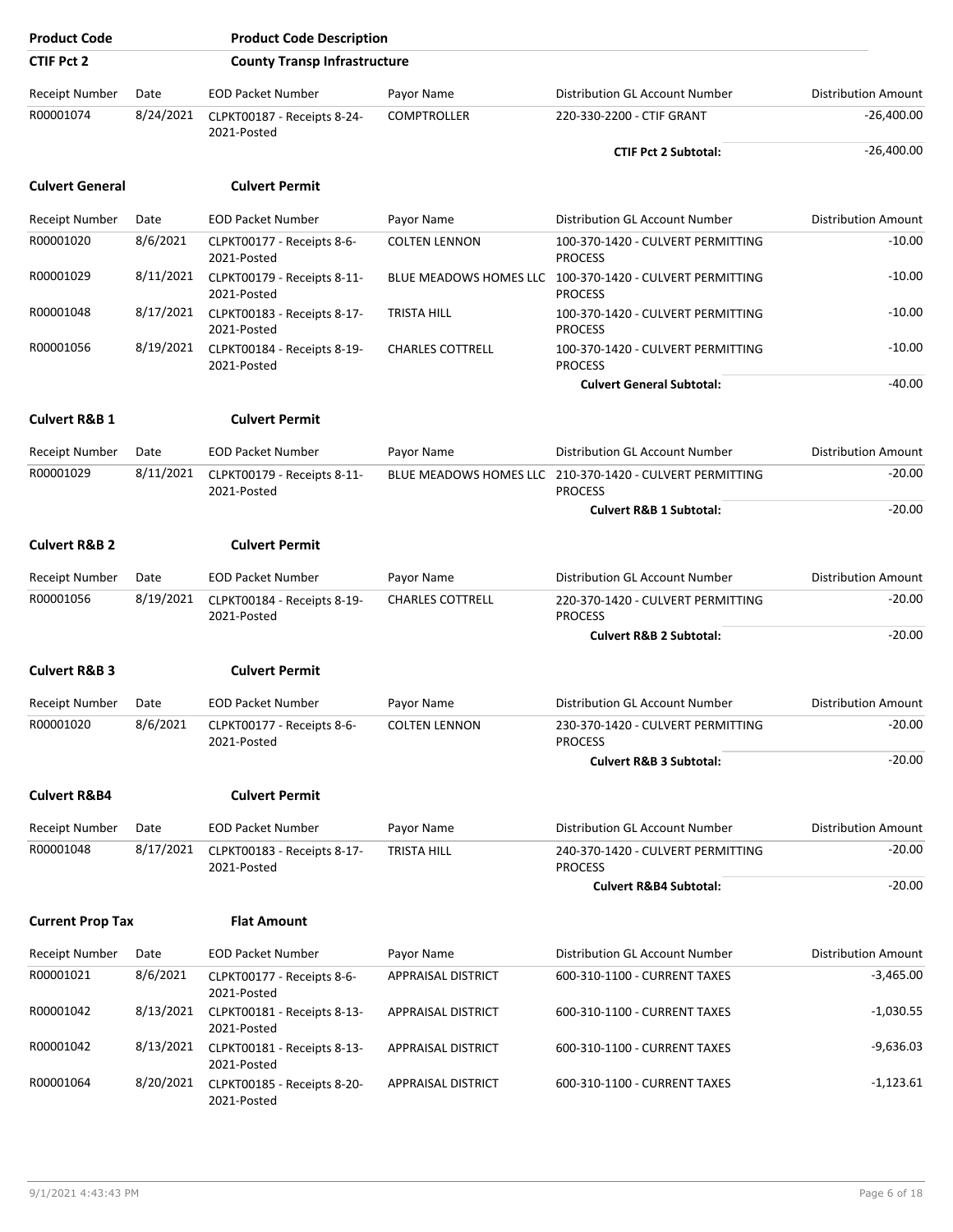| Product Code | Product Code Description | | | | |
|---|---|---|---|---|---|
| **CTIF Pct 2** | **County Transp Infrastructure** | | | | |

| Receipt Number | Date | EOD Packet Number | Payor Name | Distribution GL Account Number | Distribution Amount |
|---|---|---|---|---|---|
| R00001074 | 8/24/2021 | CLPKT00187 - Receipts 8-24-2021-Posted | COMPTROLLER | 220-330-2200 - CTIF GRANT | -26,400.00 |
| | | | | **CTIF Pct 2 Subtotal:** | -26,400.00 |

**Culvert General** **Culvert Permit**

| Receipt Number | Date | EOD Packet Number | Payor Name | Distribution GL Account Number | Distribution Amount |
|---|---|---|---|---|---|
| R00001020 | 8/6/2021 | CLPKT00177 - Receipts 8-6-2021-Posted | COLTEN LENNON | 100-370-1420 - CULVERT PERMITTING PROCESS | -10.00 |
| R00001029 | 8/11/2021 | CLPKT00179 - Receipts 8-11-2021-Posted | BLUE MEADOWS HOMES LLC | 100-370-1420 - CULVERT PERMITTING PROCESS | -10.00 |
| R00001048 | 8/17/2021 | CLPKT00183 - Receipts 8-17-2021-Posted | TRISTA HILL | 100-370-1420 - CULVERT PERMITTING PROCESS | -10.00 |
| R00001056 | 8/19/2021 | CLPKT00184 - Receipts 8-19-2021-Posted | CHARLES COTTRELL | 100-370-1420 - CULVERT PERMITTING PROCESS | -10.00 |
| | | | | **Culvert General Subtotal:** | -40.00 |

**Culvert R&B 1** **Culvert Permit**

| Receipt Number | Date | EOD Packet Number | Payor Name | Distribution GL Account Number | Distribution Amount |
|---|---|---|---|---|---|
| R00001029 | 8/11/2021 | CLPKT00179 - Receipts 8-11-2021-Posted | BLUE MEADOWS HOMES LLC | 210-370-1420 - CULVERT PERMITTING PROCESS | -20.00 |
| | | | | **Culvert R&B 1 Subtotal:** | -20.00 |

**Culvert R&B 2** **Culvert Permit**

| Receipt Number | Date | EOD Packet Number | Payor Name | Distribution GL Account Number | Distribution Amount |
|---|---|---|---|---|---|
| R00001056 | 8/19/2021 | CLPKT00184 - Receipts 8-19-2021-Posted | CHARLES COTTRELL | 220-370-1420 - CULVERT PERMITTING PROCESS | -20.00 |
| | | | | **Culvert R&B 2 Subtotal:** | -20.00 |

**Culvert R&B 3** **Culvert Permit**

| Receipt Number | Date | EOD Packet Number | Payor Name | Distribution GL Account Number | Distribution Amount |
|---|---|---|---|---|---|
| R00001020 | 8/6/2021 | CLPKT00177 - Receipts 8-6-2021-Posted | COLTEN LENNON | 230-370-1420 - CULVERT PERMITTING PROCESS | -20.00 |
| | | | | **Culvert R&B 3 Subtotal:** | -20.00 |

**Culvert R&B4** **Culvert Permit**

| Receipt Number | Date | EOD Packet Number | Payor Name | Distribution GL Account Number | Distribution Amount |
|---|---|---|---|---|---|
| R00001048 | 8/17/2021 | CLPKT00183 - Receipts 8-17-2021-Posted | TRISTA HILL | 240-370-1420 - CULVERT PERMITTING PROCESS | -20.00 |
| | | | | **Culvert R&B4 Subtotal:** | -20.00 |

**Current Prop Tax** **Flat Amount**

| Receipt Number | Date | EOD Packet Number | Payor Name | Distribution GL Account Number | Distribution Amount |
|---|---|---|---|---|---|
| R00001021 | 8/6/2021 | CLPKT00177 - Receipts 8-6-2021-Posted | APPRAISAL DISTRICT | 600-310-1100 - CURRENT TAXES | -3,465.00 |
| R00001042 | 8/13/2021 | CLPKT00181 - Receipts 8-13-2021-Posted | APPRAISAL DISTRICT | 600-310-1100 - CURRENT TAXES | -1,030.55 |
| R00001042 | 8/13/2021 | CLPKT00181 - Receipts 8-13-2021-Posted | APPRAISAL DISTRICT | 600-310-1100 - CURRENT TAXES | -9,636.03 |
| R00001064 | 8/20/2021 | CLPKT00185 - Receipts 8-20-2021-Posted | APPRAISAL DISTRICT | 600-310-1100 - CURRENT TAXES | -1,123.61 |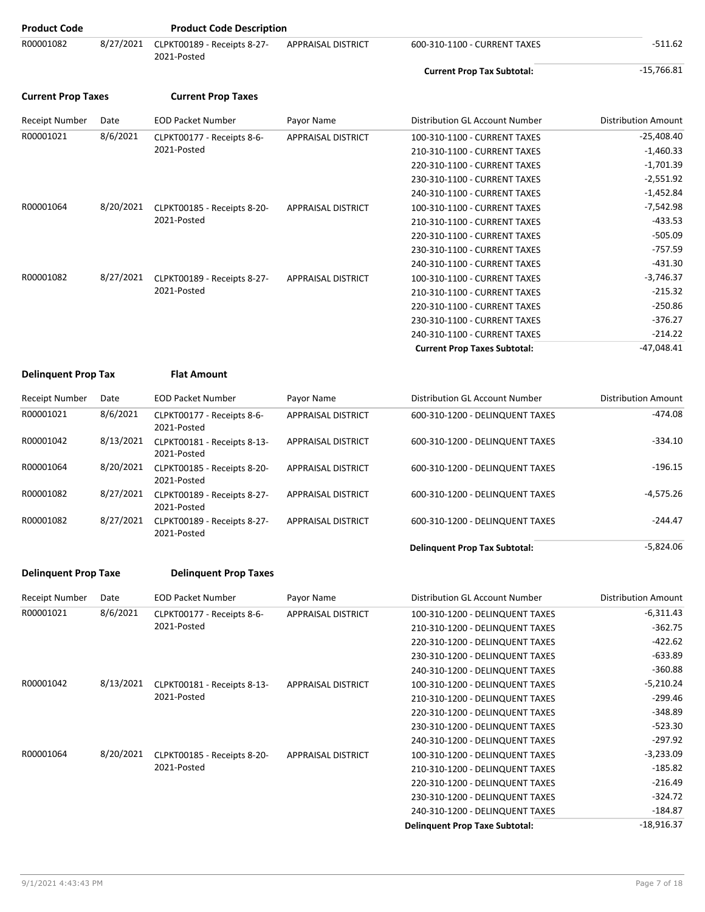| Product Code | | Product Code Description | | | |
|---|---|---|---|---|---|
| R00001082 | 8/27/2021 | CLPKT00189 - Receipts 8-27-2021-Posted | APPRAISAL DISTRICT | 600-310-1100 - CURRENT TAXES | -511.62 |
| | | | | **Current Prop Tax Subtotal:** | -15,766.81 |

**Current Prop Taxes** **Current Prop Taxes**

| Receipt Number | Date | EOD Packet Number | Payor Name | Distribution GL Account Number | Distribution Amount |
|---|---|---|---|---|---|
| R00001021 | 8/6/2021 | CLPKT00177 - Receipts 8-6-2021-Posted | APPRAISAL DISTRICT | 100-310-1100 - CURRENT TAXES | -25,408.40 |
| | | | | 210-310-1100 - CURRENT TAXES | -1,460.33 |
| | | | | 220-310-1100 - CURRENT TAXES | -1,701.39 |
| | | | | 230-310-1100 - CURRENT TAXES | -2,551.92 |
| | | | | 240-310-1100 - CURRENT TAXES | -1,452.84 |
| R00001064 | 8/20/2021 | CLPKT00185 - Receipts 8-20-2021-Posted | APPRAISAL DISTRICT | 100-310-1100 - CURRENT TAXES | -7,542.98 |
| | | | | 210-310-1100 - CURRENT TAXES | -433.53 |
| | | | | 220-310-1100 - CURRENT TAXES | -505.09 |
| | | | | 230-310-1100 - CURRENT TAXES | -757.59 |
| | | | | 240-310-1100 - CURRENT TAXES | -431.30 |
| R00001082 | 8/27/2021 | CLPKT00189 - Receipts 8-27-2021-Posted | APPRAISAL DISTRICT | 100-310-1100 - CURRENT TAXES | -3,746.37 |
| | | | | 210-310-1100 - CURRENT TAXES | -215.32 |
| | | | | 220-310-1100 - CURRENT TAXES | -250.86 |
| | | | | 230-310-1100 - CURRENT TAXES | -376.27 |
| | | | | 240-310-1100 - CURRENT TAXES | -214.22 |
| | | | | **Current Prop Taxes Subtotal:** | -47,048.41 |

**Delinquent Prop Tax** **Flat Amount**

| Receipt Number | Date | EOD Packet Number | Payor Name | Distribution GL Account Number | Distribution Amount |
|---|---|---|---|---|---|
| R00001021 | 8/6/2021 | CLPKT00177 - Receipts 8-6-2021-Posted | APPRAISAL DISTRICT | 600-310-1200 - DELINQUENT TAXES | -474.08 |
| R00001042 | 8/13/2021 | CLPKT00181 - Receipts 8-13-2021-Posted | APPRAISAL DISTRICT | 600-310-1200 - DELINQUENT TAXES | -334.10 |
| R00001064 | 8/20/2021 | CLPKT00185 - Receipts 8-20-2021-Posted | APPRAISAL DISTRICT | 600-310-1200 - DELINQUENT TAXES | -196.15 |
| R00001082 | 8/27/2021 | CLPKT00189 - Receipts 8-27-2021-Posted | APPRAISAL DISTRICT | 600-310-1200 - DELINQUENT TAXES | -4,575.26 |
| R00001082 | 8/27/2021 | CLPKT00189 - Receipts 8-27-2021-Posted | APPRAISAL DISTRICT | 600-310-1200 - DELINQUENT TAXES | -244.47 |
| | | | | **Delinquent Prop Tax Subtotal:** | -5,824.06 |

**Delinquent Prop Taxe** **Delinquent Prop Taxes**

| Receipt Number | Date | EOD Packet Number | Payor Name | Distribution GL Account Number | Distribution Amount |
|---|---|---|---|---|---|
| R00001021 | 8/6/2021 | CLPKT00177 - Receipts 8-6-2021-Posted | APPRAISAL DISTRICT | 100-310-1200 - DELINQUENT TAXES | -6,311.43 |
| | | | | 210-310-1200 - DELINQUENT TAXES | -362.75 |
| | | | | 220-310-1200 - DELINQUENT TAXES | -422.62 |
| | | | | 230-310-1200 - DELINQUENT TAXES | -633.89 |
| | | | | 240-310-1200 - DELINQUENT TAXES | -360.88 |
| R00001042 | 8/13/2021 | CLPKT00181 - Receipts 8-13-2021-Posted | APPRAISAL DISTRICT | 100-310-1200 - DELINQUENT TAXES | -5,210.24 |
| | | | | 210-310-1200 - DELINQUENT TAXES | -299.46 |
| | | | | 220-310-1200 - DELINQUENT TAXES | -348.89 |
| | | | | 230-310-1200 - DELINQUENT TAXES | -523.30 |
| | | | | 240-310-1200 - DELINQUENT TAXES | -297.92 |
| R00001064 | 8/20/2021 | CLPKT00185 - Receipts 8-20-2021-Posted | APPRAISAL DISTRICT | 100-310-1200 - DELINQUENT TAXES | -3,233.09 |
| | | | | 210-310-1200 - DELINQUENT TAXES | -185.82 |
| | | | | 220-310-1200 - DELINQUENT TAXES | -216.49 |
| | | | | 230-310-1200 - DELINQUENT TAXES | -324.72 |
| | | | | 240-310-1200 - DELINQUENT TAXES | -184.87 |
| | | | | **Delinquent Prop Taxe Subtotal:** | -18,916.37 |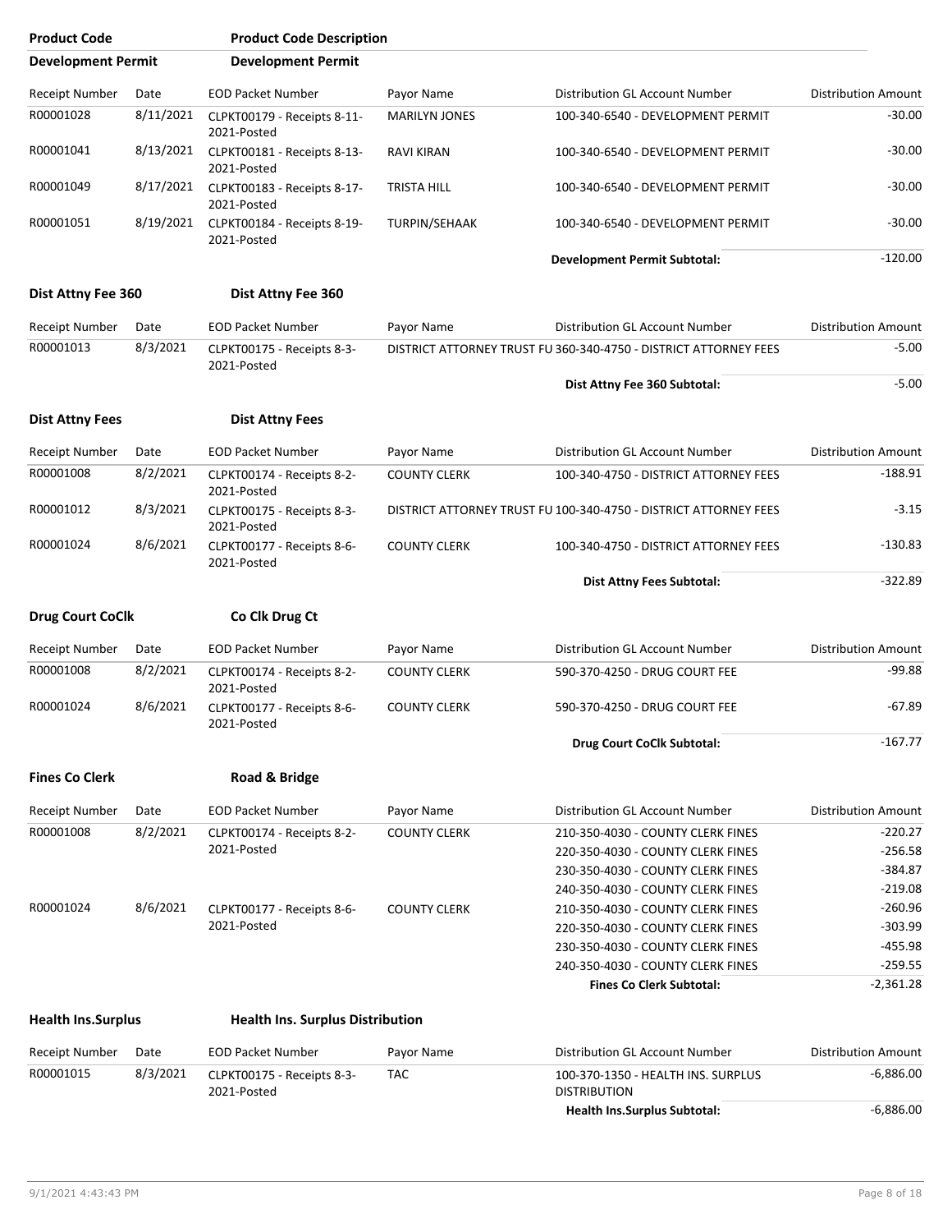| Product Code | Product Code Description |
|---|---|
| **Development Permit** | **Development Permit** |

| Receipt Number | Date | EOD Packet Number | Payor Name | Distribution GL Account Number | Distribution Amount |
|---|---|---|---|---|---|
| R00001028 | 8/11/2021 | CLPKT00179 - Receipts 8-11-2021-Posted | MARILYN JONES | 100-340-6540 - DEVELOPMENT PERMIT | -30.00 |
| R00001041 | 8/13/2021 | CLPKT00181 - Receipts 8-13-2021-Posted | RAVI KIRAN | 100-340-6540 - DEVELOPMENT PERMIT | -30.00 |
| R00001049 | 8/17/2021 | CLPKT00183 - Receipts 8-17-2021-Posted | TRISTA HILL | 100-340-6540 - DEVELOPMENT PERMIT | -30.00 |
| R00001051 | 8/19/2021 | CLPKT00184 - Receipts 8-19-2021-Posted | TURPIN/SEHAAK | 100-340-6540 - DEVELOPMENT PERMIT | -30.00 |
| | | | | **Development Permit Subtotal:** | -120.00 |

**Dist Attny Fee 360** — **Dist Attny Fee 360**

| Receipt Number | Date | EOD Packet Number | Payor Name | Distribution GL Account Number | Distribution Amount |
|---|---|---|---|---|---|
| R00001013 | 8/3/2021 | CLPKT00175 - Receipts 8-3-2021-Posted | DISTRICT ATTORNEY TRUST FU | 360-340-4750 - DISTRICT ATTORNEY FEES | -5.00 |
| | | | | **Dist Attny Fee 360 Subtotal:** | -5.00 |

**Dist Attny Fees** — **Dist Attny Fees**

| Receipt Number | Date | EOD Packet Number | Payor Name | Distribution GL Account Number | Distribution Amount |
|---|---|---|---|---|---|
| R00001008 | 8/2/2021 | CLPKT00174 - Receipts 8-2-2021-Posted | COUNTY CLERK | 100-340-4750 - DISTRICT ATTORNEY FEES | -188.91 |
| R00001012 | 8/3/2021 | CLPKT00175 - Receipts 8-3-2021-Posted | DISTRICT ATTORNEY TRUST FU | 100-340-4750 - DISTRICT ATTORNEY FEES | -3.15 |
| R00001024 | 8/6/2021 | CLPKT00177 - Receipts 8-6-2021-Posted | COUNTY CLERK | 100-340-4750 - DISTRICT ATTORNEY FEES | -130.83 |
| | | | | **Dist Attny Fees Subtotal:** | -322.89 |

**Drug Court CoClk** — **Co Clk Drug Ct**

| Receipt Number | Date | EOD Packet Number | Payor Name | Distribution GL Account Number | Distribution Amount |
|---|---|---|---|---|---|
| R00001008 | 8/2/2021 | CLPKT00174 - Receipts 8-2-2021-Posted | COUNTY CLERK | 590-370-4250 - DRUG COURT FEE | -99.88 |
| R00001024 | 8/6/2021 | CLPKT00177 - Receipts 8-6-2021-Posted | COUNTY CLERK | 590-370-4250 - DRUG COURT FEE | -67.89 |
| | | | | **Drug Court CoClk Subtotal:** | -167.77 |

**Fines Co Clerk** — **Road & Bridge**

| Receipt Number | Date | EOD Packet Number | Payor Name | Distribution GL Account Number | Distribution Amount |
|---|---|---|---|---|---|
| R00001008 | 8/2/2021 | CLPKT00174 - Receipts 8-2-2021-Posted | COUNTY CLERK | 210-350-4030 - COUNTY CLERK FINES | -220.27 |
| | | | | 220-350-4030 - COUNTY CLERK FINES | -256.58 |
| | | | | 230-350-4030 - COUNTY CLERK FINES | -384.87 |
| | | | | 240-350-4030 - COUNTY CLERK FINES | -219.08 |
| R00001024 | 8/6/2021 | CLPKT00177 - Receipts 8-6-2021-Posted | COUNTY CLERK | 210-350-4030 - COUNTY CLERK FINES | -260.96 |
| | | | | 220-350-4030 - COUNTY CLERK FINES | -303.99 |
| | | | | 230-350-4030 - COUNTY CLERK FINES | -455.98 |
| | | | | 240-350-4030 - COUNTY CLERK FINES | -259.55 |
| | | | | **Fines Co Clerk Subtotal:** | -2,361.28 |

**Health Ins.Surplus** — **Health Ins. Surplus Distribution**

| Receipt Number | Date | EOD Packet Number | Payor Name | Distribution GL Account Number | Distribution Amount |
|---|---|---|---|---|---|
| R00001015 | 8/3/2021 | CLPKT00175 - Receipts 8-3-2021-Posted | TAC | 100-370-1350 - HEALTH INS. SURPLUS DISTRIBUTION | -6,886.00 |
| | | | | **Health Ins.Surplus Subtotal:** | -6,886.00 |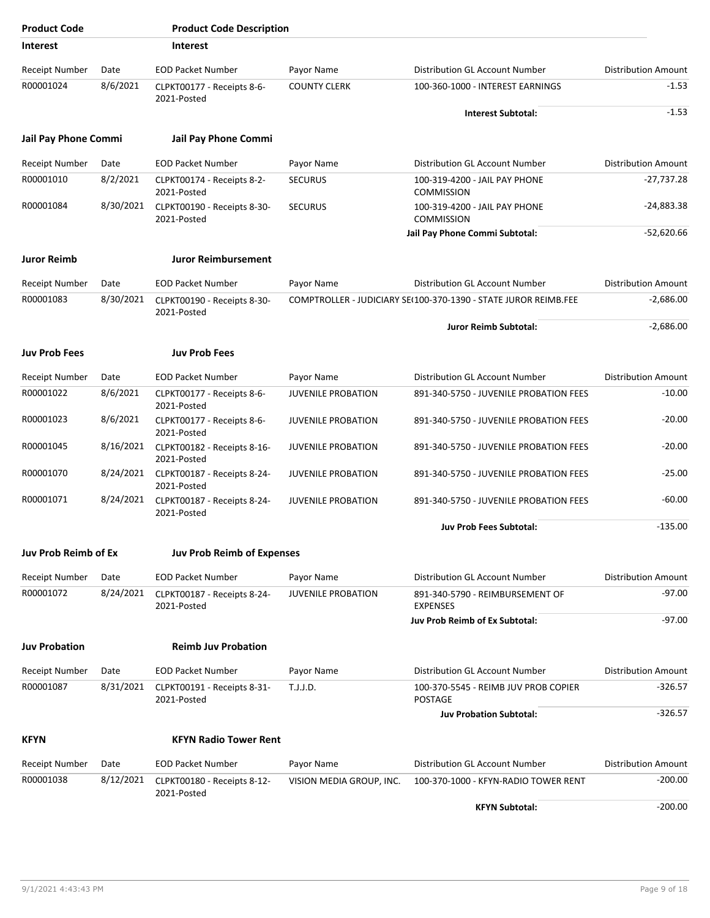| Product Code | Product Code Description | | | | |
|---|---|---|---|---|---|
| **Interest** | **Interest** | | | | |

| Receipt Number | Date | EOD Packet Number | Payor Name | Distribution GL Account Number | Distribution Amount |
|---|---|---|---|---|---|
| R00001024 | 8/6/2021 | CLPKT00177 - Receipts 8-6-2021-Posted | COUNTY CLERK | 100-360-1000 - INTEREST EARNINGS | -1.53 |
| | | | | **Interest Subtotal:** | -1.53 |

**Jail Pay Phone Commi** — **Jail Pay Phone Commi**

| Receipt Number | Date | EOD Packet Number | Payor Name | Distribution GL Account Number | Distribution Amount |
|---|---|---|---|---|---|
| R00001010 | 8/2/2021 | CLPKT00174 - Receipts 8-2-2021-Posted | SECURUS | 100-319-4200 - JAIL PAY PHONE COMMISSION | -27,737.28 |
| R00001084 | 8/30/2021 | CLPKT00190 - Receipts 8-30-2021-Posted | SECURUS | 100-319-4200 - JAIL PAY PHONE COMMISSION | -24,883.38 |
| | | | | **Jail Pay Phone Commi Subtotal:** | -52,620.66 |

**Juror Reimb** — **Juror Reimbursement**

| Receipt Number | Date | EOD Packet Number | Payor Name | Distribution GL Account Number | Distribution Amount |
|---|---|---|---|---|---|
| R00001083 | 8/30/2021 | CLPKT00190 - Receipts 8-30-2021-Posted | COMPTROLLER - JUDICIARY SE( | 100-370-1390 - STATE JUROR REIMB.FEE | -2,686.00 |
| | | | | **Juror Reimb Subtotal:** | -2,686.00 |

**Juv Prob Fees** — **Juv Prob Fees**

| Receipt Number | Date | EOD Packet Number | Payor Name | Distribution GL Account Number | Distribution Amount |
|---|---|---|---|---|---|
| R00001022 | 8/6/2021 | CLPKT00177 - Receipts 8-6-2021-Posted | JUVENILE PROBATION | 891-340-5750 - JUVENILE PROBATION FEES | -10.00 |
| R00001023 | 8/6/2021 | CLPKT00177 - Receipts 8-6-2021-Posted | JUVENILE PROBATION | 891-340-5750 - JUVENILE PROBATION FEES | -20.00 |
| R00001045 | 8/16/2021 | CLPKT00182 - Receipts 8-16-2021-Posted | JUVENILE PROBATION | 891-340-5750 - JUVENILE PROBATION FEES | -20.00 |
| R00001070 | 8/24/2021 | CLPKT00187 - Receipts 8-24-2021-Posted | JUVENILE PROBATION | 891-340-5750 - JUVENILE PROBATION FEES | -25.00 |
| R00001071 | 8/24/2021 | CLPKT00187 - Receipts 8-24-2021-Posted | JUVENILE PROBATION | 891-340-5750 - JUVENILE PROBATION FEES | -60.00 |
| | | | | **Juv Prob Fees Subtotal:** | -135.00 |

**Juv Prob Reimb of Ex** — **Juv Prob Reimb of Expenses**

| Receipt Number | Date | EOD Packet Number | Payor Name | Distribution GL Account Number | Distribution Amount |
|---|---|---|---|---|---|
| R00001072 | 8/24/2021 | CLPKT00187 - Receipts 8-24-2021-Posted | JUVENILE PROBATION | 891-340-5790 - REIMBURSEMENT OF EXPENSES | -97.00 |
| | | | | **Juv Prob Reimb of Ex Subtotal:** | -97.00 |

**Juv Probation** — **Reimb Juv Probation**

| Receipt Number | Date | EOD Packet Number | Payor Name | Distribution GL Account Number | Distribution Amount |
|---|---|---|---|---|---|
| R00001087 | 8/31/2021 | CLPKT00191 - Receipts 8-31-2021-Posted | T.J.J.D. | 100-370-5545 - REIMB JUV PROB COPIER POSTAGE | -326.57 |
| | | | | **Juv Probation Subtotal:** | -326.57 |

**KFYN** — **KFYN Radio Tower Rent**

| Receipt Number | Date | EOD Packet Number | Payor Name | Distribution GL Account Number | Distribution Amount |
|---|---|---|---|---|---|
| R00001038 | 8/12/2021 | CLPKT00180 - Receipts 8-12-2021-Posted | VISION MEDIA GROUP, INC. | 100-370-1000 - KFYN-RADIO TOWER RENT | -200.00 |
| | | | | **KFYN Subtotal:** | -200.00 |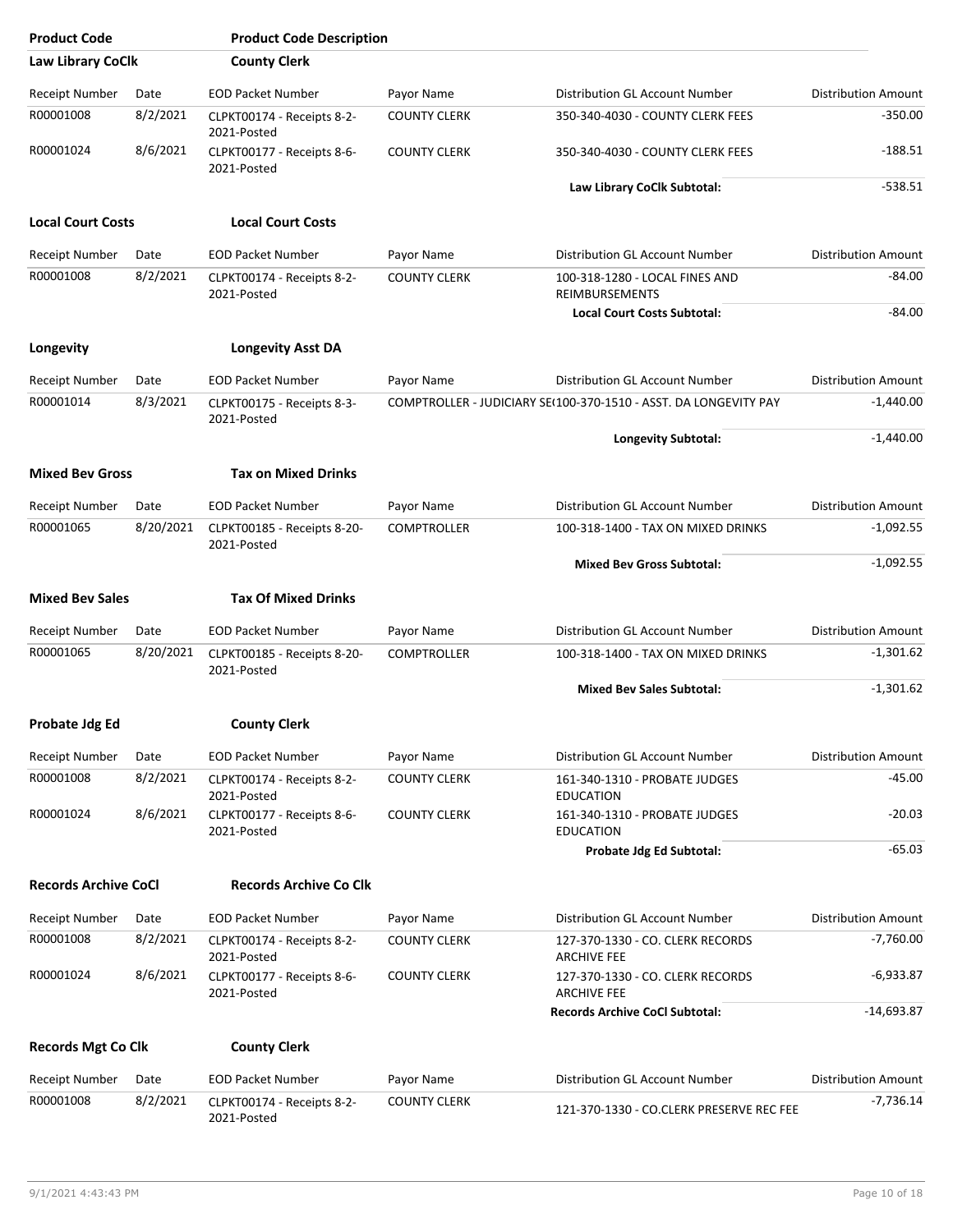| Product Code | Product Code Description |
|---|---|

## Law Library CoClk — County Clerk

| Receipt Number | Date | EOD Packet Number | Payor Name | Distribution GL Account Number | Distribution Amount |
|---|---|---|---|---|---|
| R00001008 | 8/2/2021 | CLPKT00174 - Receipts 8-2-2021-Posted | COUNTY CLERK | 350-340-4030 - COUNTY CLERK FEES | -350.00 |
| R00001024 | 8/6/2021 | CLPKT00177 - Receipts 8-6-2021-Posted | COUNTY CLERK | 350-340-4030 - COUNTY CLERK FEES | -188.51 |
| | | | | **Law Library CoClk Subtotal:** | -538.51 |

## Local Court Costs — Local Court Costs

| Receipt Number | Date | EOD Packet Number | Payor Name | Distribution GL Account Number | Distribution Amount |
|---|---|---|---|---|---|
| R00001008 | 8/2/2021 | CLPKT00174 - Receipts 8-2-2021-Posted | COUNTY CLERK | 100-318-1280 - LOCAL FINES AND REIMBURSEMENTS | -84.00 |
| | | | | **Local Court Costs Subtotal:** | -84.00 |

## Longevity — Longevity Asst DA

| Receipt Number | Date | EOD Packet Number | Payor Name | Distribution GL Account Number | Distribution Amount |
|---|---|---|---|---|---|
| R00001014 | 8/3/2021 | CLPKT00175 - Receipts 8-3-2021-Posted | COMPTROLLER - JUDICIARY SE( | 100-370-1510 - ASST. DA LONGEVITY PAY | -1,440.00 |
| | | | | **Longevity Subtotal:** | -1,440.00 |

## Mixed Bev Gross — Tax on Mixed Drinks

| Receipt Number | Date | EOD Packet Number | Payor Name | Distribution GL Account Number | Distribution Amount |
|---|---|---|---|---|---|
| R00001065 | 8/20/2021 | CLPKT00185 - Receipts 8-20-2021-Posted | COMPTROLLER | 100-318-1400 - TAX ON MIXED DRINKS | -1,092.55 |
| | | | | **Mixed Bev Gross Subtotal:** | -1,092.55 |

## Mixed Bev Sales — Tax Of Mixed Drinks

| Receipt Number | Date | EOD Packet Number | Payor Name | Distribution GL Account Number | Distribution Amount |
|---|---|---|---|---|---|
| R00001065 | 8/20/2021 | CLPKT00185 - Receipts 8-20-2021-Posted | COMPTROLLER | 100-318-1400 - TAX ON MIXED DRINKS | -1,301.62 |
| | | | | **Mixed Bev Sales Subtotal:** | -1,301.62 |

## Probate Jdg Ed — County Clerk

| Receipt Number | Date | EOD Packet Number | Payor Name | Distribution GL Account Number | Distribution Amount |
|---|---|---|---|---|---|
| R00001008 | 8/2/2021 | CLPKT00174 - Receipts 8-2-2021-Posted | COUNTY CLERK | 161-340-1310 - PROBATE JUDGES EDUCATION | -45.00 |
| R00001024 | 8/6/2021 | CLPKT00177 - Receipts 8-6-2021-Posted | COUNTY CLERK | 161-340-1310 - PROBATE JUDGES EDUCATION | -20.03 |
| | | | | **Probate Jdg Ed Subtotal:** | -65.03 |

## Records Archive CoCl — Records Archive Co Clk

| Receipt Number | Date | EOD Packet Number | Payor Name | Distribution GL Account Number | Distribution Amount |
|---|---|---|---|---|---|
| R00001008 | 8/2/2021 | CLPKT00174 - Receipts 8-2-2021-Posted | COUNTY CLERK | 127-370-1330 - CO. CLERK RECORDS ARCHIVE FEE | -7,760.00 |
| R00001024 | 8/6/2021 | CLPKT00177 - Receipts 8-6-2021-Posted | COUNTY CLERK | 127-370-1330 - CO. CLERK RECORDS ARCHIVE FEE | -6,933.87 |
| | | | | **Records Archive CoCl Subtotal:** | -14,693.87 |

## Records Mgt Co Clk — County Clerk

| Receipt Number | Date | EOD Packet Number | Payor Name | Distribution GL Account Number | Distribution Amount |
|---|---|---|---|---|---|
| R00001008 | 8/2/2021 | CLPKT00174 - Receipts 8-2-2021-Posted | COUNTY CLERK | 121-370-1330 - CO.CLERK PRESERVE REC FEE | -7,736.14 |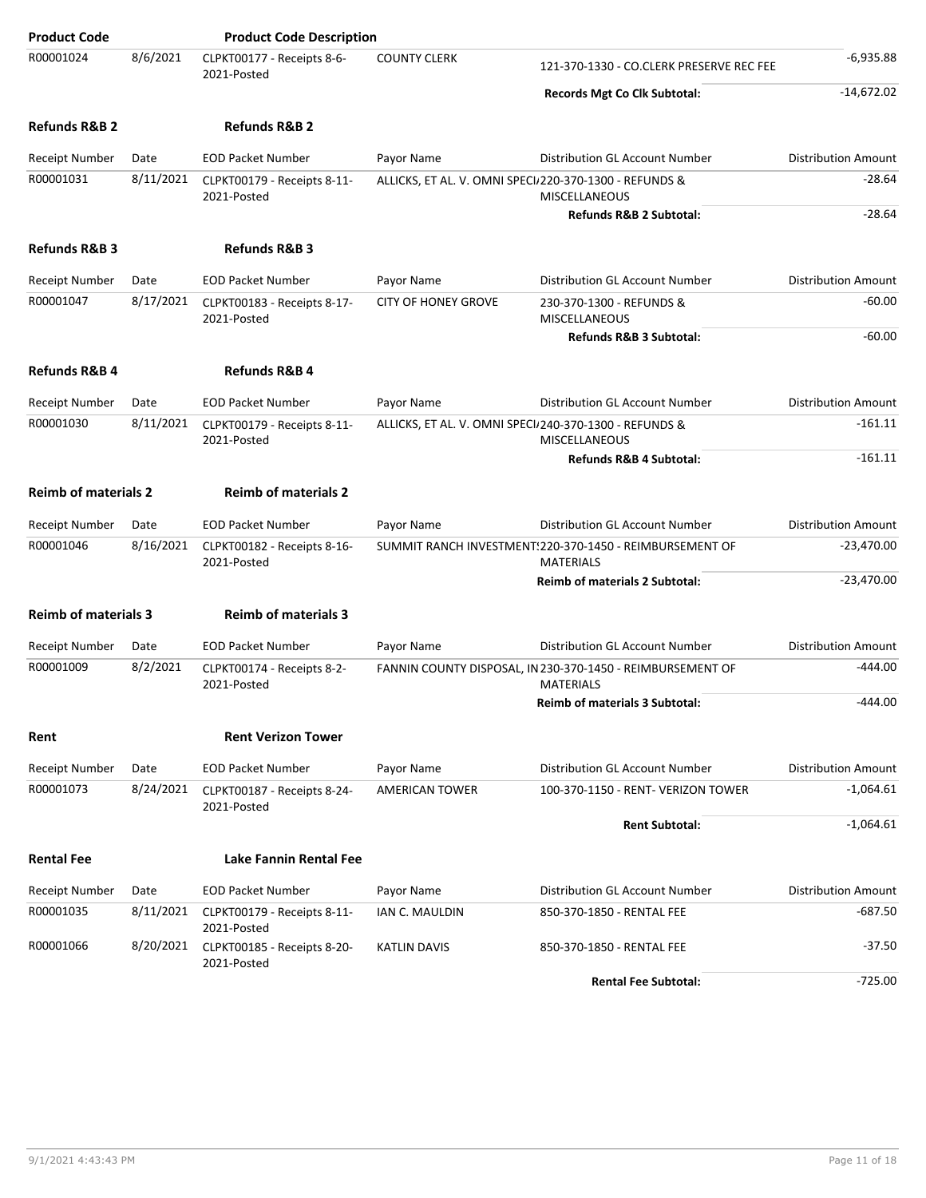| Product Code | | Product Code Description | | | |
|---|---|---|---|---|---|
| R00001024 | 8/6/2021 | CLPKT00177 - Receipts 8-6-2021-Posted | COUNTY CLERK | 121-370-1330 - CO.CLERK PRESERVE REC FEE | -6,935.88 |
| | | | | **Records Mgt Co Clk Subtotal:** | -14,672.02 |

## Refunds R&B 2 — Refunds R&B 2

| Receipt Number | Date | EOD Packet Number | Payor Name | Distribution GL Account Number | Distribution Amount |
|---|---|---|---|---|---|
| R00001031 | 8/11/2021 | CLPKT00179 - Receipts 8-11-2021-Posted | ALLICKS, ET AL. V. OMNI SPECI/ | 220-370-1300 - REFUNDS & MISCELLANEOUS | -28.64 |
| | | | | **Refunds R&B 2 Subtotal:** | -28.64 |

## Refunds R&B 3 — Refunds R&B 3

| Receipt Number | Date | EOD Packet Number | Payor Name | Distribution GL Account Number | Distribution Amount |
|---|---|---|---|---|---|
| R00001047 | 8/17/2021 | CLPKT00183 - Receipts 8-17-2021-Posted | CITY OF HONEY GROVE | 230-370-1300 - REFUNDS & MISCELLANEOUS | -60.00 |
| | | | | **Refunds R&B 3 Subtotal:** | -60.00 |

## Refunds R&B 4 — Refunds R&B 4

| Receipt Number | Date | EOD Packet Number | Payor Name | Distribution GL Account Number | Distribution Amount |
|---|---|---|---|---|---|
| R00001030 | 8/11/2021 | CLPKT00179 - Receipts 8-11-2021-Posted | ALLICKS, ET AL. V. OMNI SPECI/ | 240-370-1300 - REFUNDS & MISCELLANEOUS | -161.11 |
| | | | | **Refunds R&B 4 Subtotal:** | -161.11 |

## Reimb of materials 2 — Reimb of materials 2

| Receipt Number | Date | EOD Packet Number | Payor Name | Distribution GL Account Number | Distribution Amount |
|---|---|---|---|---|---|
| R00001046 | 8/16/2021 | CLPKT00182 - Receipts 8-16-2021-Posted | SUMMIT RANCH INVESTMENT! | 220-370-1450 - REIMBURSEMENT OF MATERIALS | -23,470.00 |
| | | | | **Reimb of materials 2 Subtotal:** | -23,470.00 |

## Reimb of materials 3 — Reimb of materials 3

| Receipt Number | Date | EOD Packet Number | Payor Name | Distribution GL Account Number | Distribution Amount |
|---|---|---|---|---|---|
| R00001009 | 8/2/2021 | CLPKT00174 - Receipts 8-2-2021-Posted | FANNIN COUNTY DISPOSAL, IN | 230-370-1450 - REIMBURSEMENT OF MATERIALS | -444.00 |
| | | | | **Reimb of materials 3 Subtotal:** | -444.00 |

## Rent — Rent Verizon Tower

| Receipt Number | Date | EOD Packet Number | Payor Name | Distribution GL Account Number | Distribution Amount |
|---|---|---|---|---|---|
| R00001073 | 8/24/2021 | CLPKT00187 - Receipts 8-24-2021-Posted | AMERICAN TOWER | 100-370-1150 - RENT- VERIZON TOWER | -1,064.61 |
| | | | | **Rent Subtotal:** | -1,064.61 |

## Rental Fee — Lake Fannin Rental Fee

| Receipt Number | Date | EOD Packet Number | Payor Name | Distribution GL Account Number | Distribution Amount |
|---|---|---|---|---|---|
| R00001035 | 8/11/2021 | CLPKT00179 - Receipts 8-11-2021-Posted | IAN C. MAULDIN | 850-370-1850 - RENTAL FEE | -687.50 |
| R00001066 | 8/20/2021 | CLPKT00185 - Receipts 8-20-2021-Posted | KATLIN DAVIS | 850-370-1850 - RENTAL FEE | -37.50 |
| | | | | **Rental Fee Subtotal:** | -725.00 |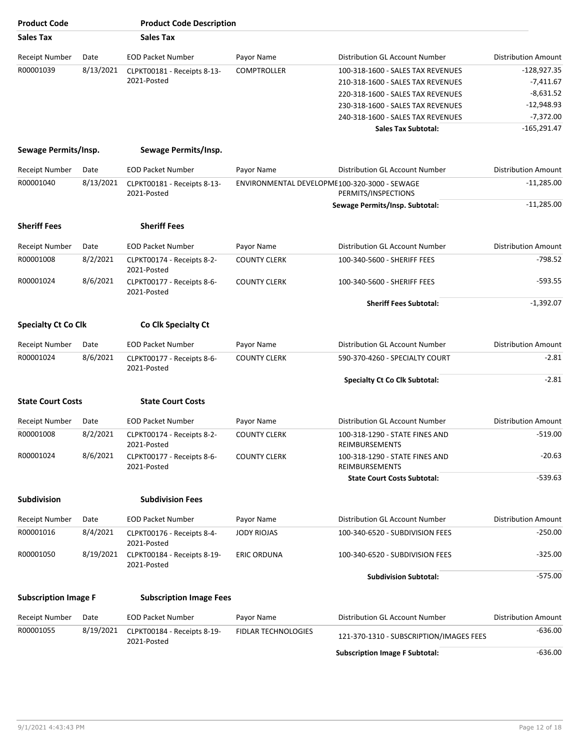| Product Code | | Product Code Description | | | |
|---|---|---|---|---|---|
| **Sales Tax** | | **Sales Tax** | | | |
| Receipt Number | Date | EOD Packet Number | Payor Name | Distribution GL Account Number | Distribution Amount |
| R00001039 | 8/13/2021 | CLPKT00181 - Receipts 8-13-2021-Posted | COMPTROLLER | 100-318-1600 - SALES TAX REVENUES | -128,927.35 |
| | | | | 210-318-1600 - SALES TAX REVENUES | -7,411.67 |
| | | | | 220-318-1600 - SALES TAX REVENUES | -8,631.52 |
| | | | | 230-318-1600 - SALES TAX REVENUES | -12,948.93 |
| | | | | 240-318-1600 - SALES TAX REVENUES | -7,372.00 |
| | | | | **Sales Tax Subtotal:** | -165,291.47 |
| **Sewage Permits/Insp.** | | **Sewage Permits/Insp.** | | | |
| Receipt Number | Date | EOD Packet Number | Payor Name | Distribution GL Account Number | Distribution Amount |
| R00001040 | 8/13/2021 | CLPKT00181 - Receipts 8-13-2021-Posted | ENVIRONMENTAL DEVELOPME | 100-320-3000 - SEWAGE PERMITS/INSPECTIONS | -11,285.00 |
| | | | | **Sewage Permits/Insp. Subtotal:** | -11,285.00 |
| **Sheriff Fees** | | **Sheriff Fees** | | | |
| Receipt Number | Date | EOD Packet Number | Payor Name | Distribution GL Account Number | Distribution Amount |
| R00001008 | 8/2/2021 | CLPKT00174 - Receipts 8-2-2021-Posted | COUNTY CLERK | 100-340-5600 - SHERIFF FEES | -798.52 |
| R00001024 | 8/6/2021 | CLPKT00177 - Receipts 8-6-2021-Posted | COUNTY CLERK | 100-340-5600 - SHERIFF FEES | -593.55 |
| | | | | **Sheriff Fees Subtotal:** | -1,392.07 |
| **Specialty Ct Co Clk** | | **Co Clk Specialty Ct** | | | |
| Receipt Number | Date | EOD Packet Number | Payor Name | Distribution GL Account Number | Distribution Amount |
| R00001024 | 8/6/2021 | CLPKT00177 - Receipts 8-6-2021-Posted | COUNTY CLERK | 590-370-4260 - SPECIALTY COURT | -2.81 |
| | | | | **Specialty Ct Co Clk Subtotal:** | -2.81 |
| **State Court Costs** | | **State Court Costs** | | | |
| Receipt Number | Date | EOD Packet Number | Payor Name | Distribution GL Account Number | Distribution Amount |
| R00001008 | 8/2/2021 | CLPKT00174 - Receipts 8-2-2021-Posted | COUNTY CLERK | 100-318-1290 - STATE FINES AND REIMBURSEMENTS | -519.00 |
| R00001024 | 8/6/2021 | CLPKT00177 - Receipts 8-6-2021-Posted | COUNTY CLERK | 100-318-1290 - STATE FINES AND REIMBURSEMENTS | -20.63 |
| | | | | **State Court Costs Subtotal:** | -539.63 |
| **Subdivision** | | **Subdivision Fees** | | | |
| Receipt Number | Date | EOD Packet Number | Payor Name | Distribution GL Account Number | Distribution Amount |
| R00001016 | 8/4/2021 | CLPKT00176 - Receipts 8-4-2021-Posted | JODY RIOJAS | 100-340-6520 - SUBDIVISION FEES | -250.00 |
| R00001050 | 8/19/2021 | CLPKT00184 - Receipts 8-19-2021-Posted | ERIC ORDUNA | 100-340-6520 - SUBDIVISION FEES | -325.00 |
| | | | | **Subdivision Subtotal:** | -575.00 |
| **Subscription Image F** | | **Subscription Image Fees** | | | |
| Receipt Number | Date | EOD Packet Number | Payor Name | Distribution GL Account Number | Distribution Amount |
| R00001055 | 8/19/2021 | CLPKT00184 - Receipts 8-19-2021-Posted | FIDLAR TECHNOLOGIES | 121-370-1310 - SUBSCRIPTION/IMAGES FEES | -636.00 |
| | | | | **Subscription Image F Subtotal:** | -636.00 |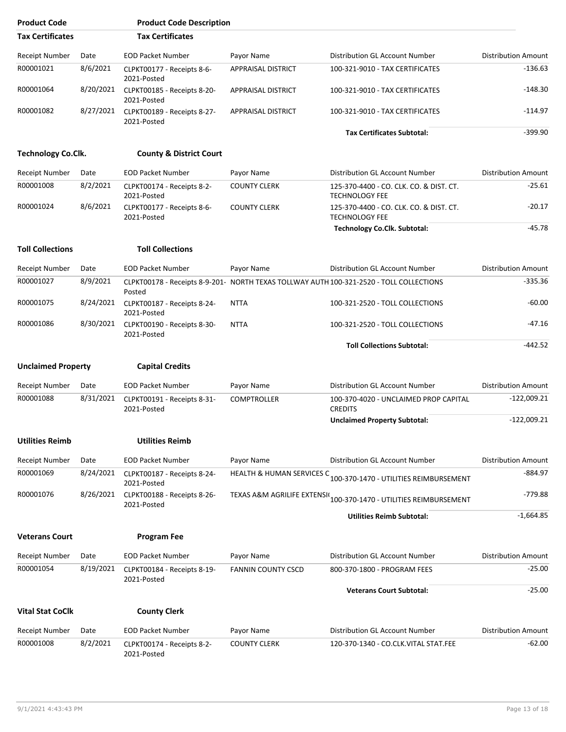| Product Code | | Product Code Description | | | |
|---|---|---|---|---|---|
| **Tax Certificates** | | **Tax Certificates** | | | |
| Receipt Number | Date | EOD Packet Number | Payor Name | Distribution GL Account Number | Distribution Amount |
| R00001021 | 8/6/2021 | CLPKT00177 - Receipts 8-6-2021-Posted | APPRAISAL DISTRICT | 100-321-9010 - TAX CERTIFICATES | -136.63 |
| R00001064 | 8/20/2021 | CLPKT00185 - Receipts 8-20-2021-Posted | APPRAISAL DISTRICT | 100-321-9010 - TAX CERTIFICATES | -148.30 |
| R00001082 | 8/27/2021 | CLPKT00189 - Receipts 8-27-2021-Posted | APPRAISAL DISTRICT | 100-321-9010 - TAX CERTIFICATES | -114.97 |
| | | | | **Tax Certificates Subtotal:** | -399.90 |

| **Technology Co.Clk.** | | **County & District Court** | | | |
|---|---|---|---|---|---|
| Receipt Number | Date | EOD Packet Number | Payor Name | Distribution GL Account Number | Distribution Amount |
| R00001008 | 8/2/2021 | CLPKT00174 - Receipts 8-2-2021-Posted | COUNTY CLERK | 125-370-4400 - CO. CLK. CO. & DIST. CT. TECHNOLOGY FEE | -25.61 |
| R00001024 | 8/6/2021 | CLPKT00177 - Receipts 8-6-2021-Posted | COUNTY CLERK | 125-370-4400 - CO. CLK. CO. & DIST. CT. TECHNOLOGY FEE | -20.17 |
| | | | | **Technology Co.Clk. Subtotal:** | -45.78 |

| **Toll Collections** | | **Toll Collections** | | | |
|---|---|---|---|---|---|
| Receipt Number | Date | EOD Packet Number | Payor Name | Distribution GL Account Number | Distribution Amount |
| R00001027 | 8/9/2021 | CLPKT00178 - Receipts 8-9-201-Posted | NORTH TEXAS TOLLWAY AUTH | 100-321-2520 - TOLL COLLECTIONS | -335.36 |
| R00001075 | 8/24/2021 | CLPKT00187 - Receipts 8-24-2021-Posted | NTTA | 100-321-2520 - TOLL COLLECTIONS | -60.00 |
| R00001086 | 8/30/2021 | CLPKT00190 - Receipts 8-30-2021-Posted | NTTA | 100-321-2520 - TOLL COLLECTIONS | -47.16 |
| | | | | **Toll Collections Subtotal:** | -442.52 |

| **Unclaimed Property** | | **Capital Credits** | | | |
|---|---|---|---|---|---|
| Receipt Number | Date | EOD Packet Number | Payor Name | Distribution GL Account Number | Distribution Amount |
| R00001088 | 8/31/2021 | CLPKT00191 - Receipts 8-31-2021-Posted | COMPTROLLER | 100-370-4020 - UNCLAIMED PROP CAPITAL CREDITS | -122,009.21 |
| | | | | **Unclaimed Property Subtotal:** | -122,009.21 |

| **Utilities Reimb** | | **Utilities Reimb** | | | |
|---|---|---|---|---|---|
| Receipt Number | Date | EOD Packet Number | Payor Name | Distribution GL Account Number | Distribution Amount |
| R00001069 | 8/24/2021 | CLPKT00187 - Receipts 8-24-2021-Posted | HEALTH & HUMAN SERVICES C | 100-370-1470 - UTILITIES REIMBURSEMENT | -884.97 |
| R00001076 | 8/26/2021 | CLPKT00188 - Receipts 8-26-2021-Posted | TEXAS A&M AGRILIFE EXTENSI( | 100-370-1470 - UTILITIES REIMBURSEMENT | -779.88 |
| | | | | **Utilities Reimb Subtotal:** | -1,664.85 |

| **Veterans Court** | | **Program Fee** | | | |
|---|---|---|---|---|---|
| Receipt Number | Date | EOD Packet Number | Payor Name | Distribution GL Account Number | Distribution Amount |
| R00001054 | 8/19/2021 | CLPKT00184 - Receipts 8-19-2021-Posted | FANNIN COUNTY CSCD | 800-370-1800 - PROGRAM FEES | -25.00 |
| | | | | **Veterans Court Subtotal:** | -25.00 |

| **Vital Stat CoClk** | | **County Clerk** | | | |
|---|---|---|---|---|---|
| Receipt Number | Date | EOD Packet Number | Payor Name | Distribution GL Account Number | Distribution Amount |
| R00001008 | 8/2/2021 | CLPKT00174 - Receipts 8-2-2021-Posted | COUNTY CLERK | 120-370-1340 - CO.CLK.VITAL STAT.FEE | -62.00 |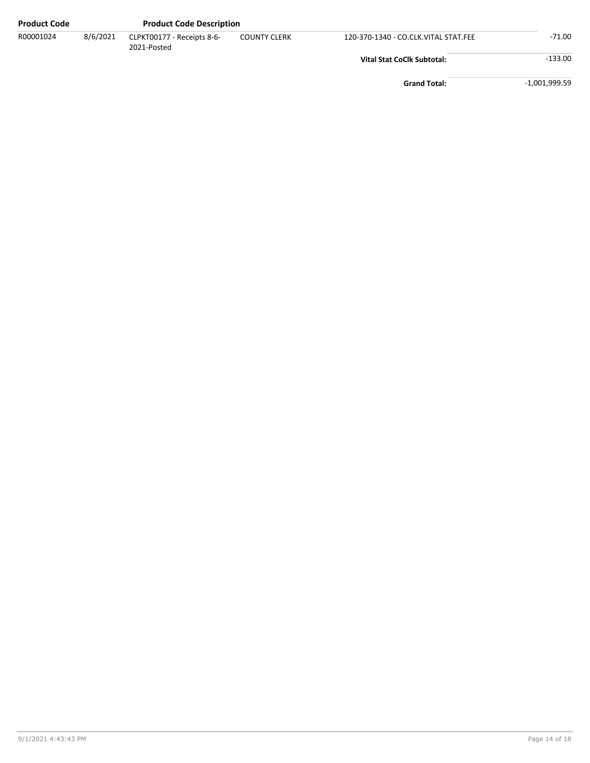| Product Code |  | Product Code Description |  |  |  |
|---|---|---|---|---|---|
| R00001024 | 8/6/2021 | CLPKT00177 - Receipts 8-6-2021-Posted | COUNTY CLERK | 120-370-1340 - CO.CLK.VITAL STAT.FEE | -71.00 |
|  |  |  |  | **Vital Stat CoClk Subtotal:** | -133.00 |
|  |  |  |  | **Grand Total:** | -1,001,999.59 |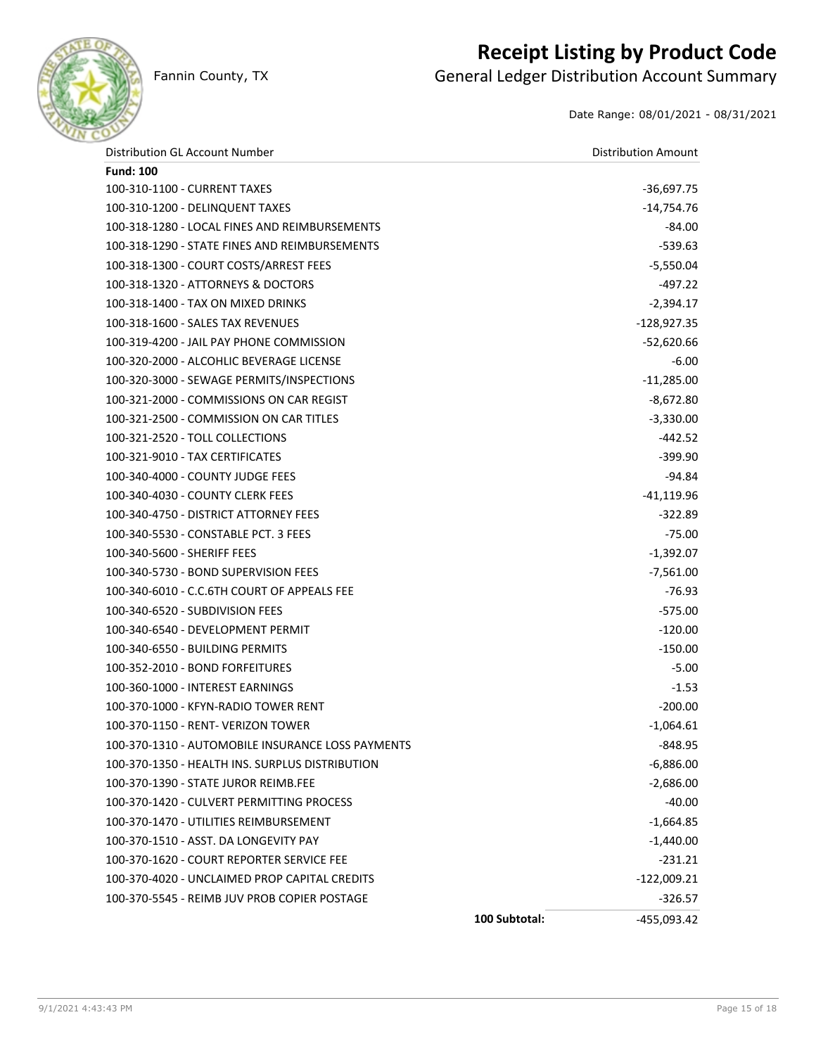# Receipt Listing by Product Code

Fannin County, TX

## General Ledger Distribution Account Summary

Date Range: 08/01/2021 - 08/31/2021

| Distribution GL Account Number | | Distribution Amount |
|---|---|---|
| **Fund: 100** | | |
| 100-310-1100 - CURRENT TAXES | | -36,697.75 |
| 100-310-1200 - DELINQUENT TAXES | | -14,754.76 |
| 100-318-1280 - LOCAL FINES AND REIMBURSEMENTS | | -84.00 |
| 100-318-1290 - STATE FINES AND REIMBURSEMENTS | | -539.63 |
| 100-318-1300 - COURT COSTS/ARREST FEES | | -5,550.04 |
| 100-318-1320 - ATTORNEYS & DOCTORS | | -497.22 |
| 100-318-1400 - TAX ON MIXED DRINKS | | -2,394.17 |
| 100-318-1600 - SALES TAX REVENUES | | -128,927.35 |
| 100-319-4200 - JAIL PAY PHONE COMMISSION | | -52,620.66 |
| 100-320-2000 - ALCOHLIC BEVERAGE LICENSE | | -6.00 |
| 100-320-3000 - SEWAGE PERMITS/INSPECTIONS | | -11,285.00 |
| 100-321-2000 - COMMISSIONS ON CAR REGIST | | -8,672.80 |
| 100-321-2500 - COMMISSION ON CAR TITLES | | -3,330.00 |
| 100-321-2520 - TOLL COLLECTIONS | | -442.52 |
| 100-321-9010 - TAX CERTIFICATES | | -399.90 |
| 100-340-4000 - COUNTY JUDGE FEES | | -94.84 |
| 100-340-4030 - COUNTY CLERK FEES | | -41,119.96 |
| 100-340-4750 - DISTRICT ATTORNEY FEES | | -322.89 |
| 100-340-5530 - CONSTABLE PCT. 3 FEES | | -75.00 |
| 100-340-5600 - SHERIFF FEES | | -1,392.07 |
| 100-340-5730 - BOND SUPERVISION FEES | | -7,561.00 |
| 100-340-6010 - C.C.6TH COURT OF APPEALS FEE | | -76.93 |
| 100-340-6520 - SUBDIVISION FEES | | -575.00 |
| 100-340-6540 - DEVELOPMENT PERMIT | | -120.00 |
| 100-340-6550 - BUILDING PERMITS | | -150.00 |
| 100-352-2010 - BOND FORFEITURES | | -5.00 |
| 100-360-1000 - INTEREST EARNINGS | | -1.53 |
| 100-370-1000 - KFYN-RADIO TOWER RENT | | -200.00 |
| 100-370-1150 - RENT- VERIZON TOWER | | -1,064.61 |
| 100-370-1310 - AUTOMOBILE INSURANCE LOSS PAYMENTS | | -848.95 |
| 100-370-1350 - HEALTH INS. SURPLUS DISTRIBUTION | | -6,886.00 |
| 100-370-1390 - STATE JUROR REIMB.FEE | | -2,686.00 |
| 100-370-1420 - CULVERT PERMITTING PROCESS | | -40.00 |
| 100-370-1470 - UTILITIES REIMBURSEMENT | | -1,664.85 |
| 100-370-1510 - ASST. DA LONGEVITY PAY | | -1,440.00 |
| 100-370-1620 - COURT REPORTER SERVICE FEE | | -231.21 |
| 100-370-4020 - UNCLAIMED PROP CAPITAL CREDITS | | -122,009.21 |
| 100-370-5545 - REIMB JUV PROB COPIER POSTAGE | | -326.57 |
| | **100 Subtotal:** | -455,093.42 |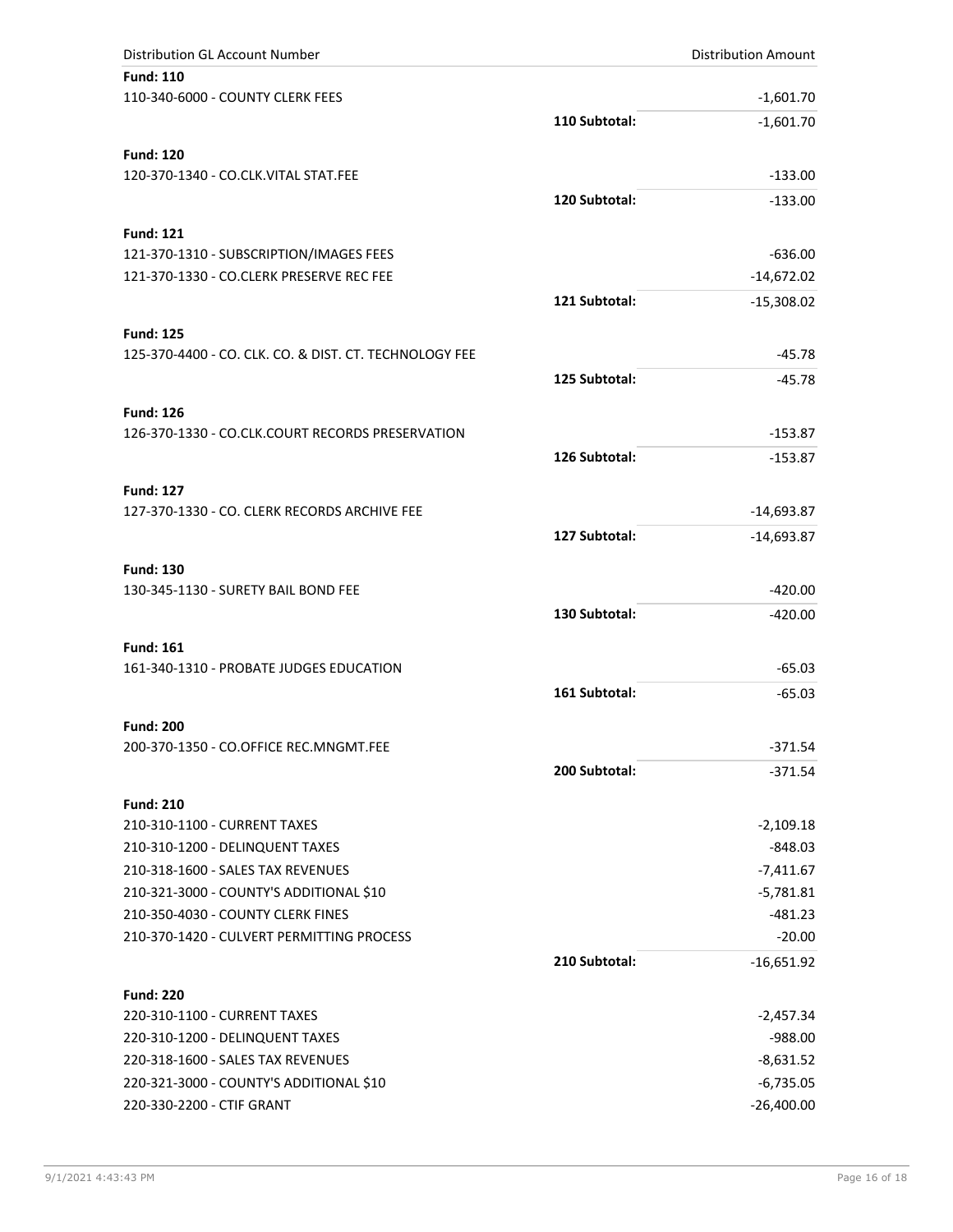| Distribution GL Account Number | | Distribution Amount |
|---|---|---|
| **Fund: 110** | | |
| 110-340-6000 - COUNTY CLERK FEES | | -1,601.70 |
| | **110 Subtotal:** | -1,601.70 |
| **Fund: 120** | | |
| 120-370-1340 - CO.CLK.VITAL STAT.FEE | | -133.00 |
| | **120 Subtotal:** | -133.00 |
| **Fund: 121** | | |
| 121-370-1310 - SUBSCRIPTION/IMAGES FEES | | -636.00 |
| 121-370-1330 - CO.CLERK PRESERVE REC FEE | | -14,672.02 |
| | **121 Subtotal:** | -15,308.02 |
| **Fund: 125** | | |
| 125-370-4400 - CO. CLK. CO. & DIST. CT. TECHNOLOGY FEE | | -45.78 |
| | **125 Subtotal:** | -45.78 |
| **Fund: 126** | | |
| 126-370-1330 - CO.CLK.COURT RECORDS PRESERVATION | | -153.87 |
| | **126 Subtotal:** | -153.87 |
| **Fund: 127** | | |
| 127-370-1330 - CO. CLERK RECORDS ARCHIVE FEE | | -14,693.87 |
| | **127 Subtotal:** | -14,693.87 |
| **Fund: 130** | | |
| 130-345-1130 - SURETY BAIL BOND FEE | | -420.00 |
| | **130 Subtotal:** | -420.00 |
| **Fund: 161** | | |
| 161-340-1310 - PROBATE JUDGES EDUCATION | | -65.03 |
| | **161 Subtotal:** | -65.03 |
| **Fund: 200** | | |
| 200-370-1350 - CO.OFFICE REC.MNGMT.FEE | | -371.54 |
| | **200 Subtotal:** | -371.54 |
| **Fund: 210** | | |
| 210-310-1100 - CURRENT TAXES | | -2,109.18 |
| 210-310-1200 - DELINQUENT TAXES | | -848.03 |
| 210-318-1600 - SALES TAX REVENUES | | -7,411.67 |
| 210-321-3000 - COUNTY'S ADDITIONAL $10 | | -5,781.81 |
| 210-350-4030 - COUNTY CLERK FINES | | -481.23 |
| 210-370-1420 - CULVERT PERMITTING PROCESS | | -20.00 |
| | **210 Subtotal:** | -16,651.92 |
| **Fund: 220** | | |
| 220-310-1100 - CURRENT TAXES | | -2,457.34 |
| 220-310-1200 - DELINQUENT TAXES | | -988.00 |
| 220-318-1600 - SALES TAX REVENUES | | -8,631.52 |
| 220-321-3000 - COUNTY'S ADDITIONAL $10 | | -6,735.05 |
| 220-330-2200 - CTIF GRANT | | -26,400.00 |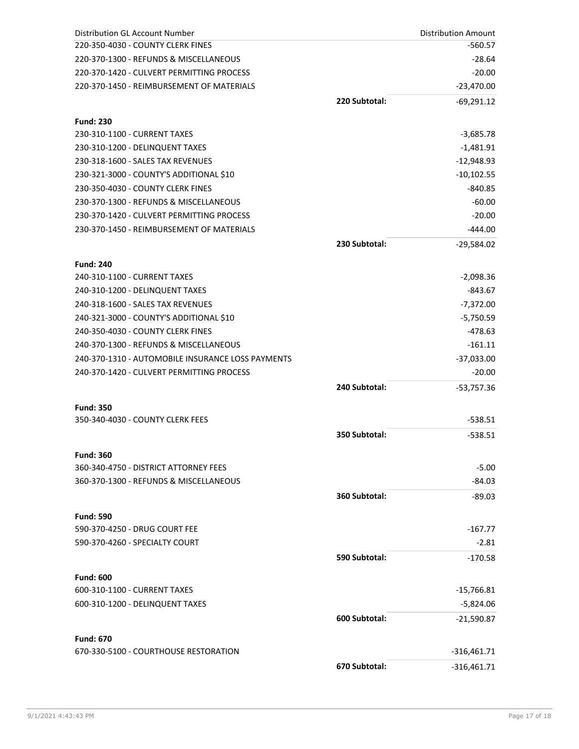| Distribution GL Account Number | | Distribution Amount |
|---|---|---|
| 220-350-4030 - COUNTY CLERK FINES | | -560.57 |
| 220-370-1300 - REFUNDS & MISCELLANEOUS | | -28.64 |
| 220-370-1420 - CULVERT PERMITTING PROCESS | | -20.00 |
| 220-370-1450 - REIMBURSEMENT OF MATERIALS | | -23,470.00 |
| | **220 Subtotal:** | -69,291.12 |
| **Fund: 230** | | |
| 230-310-1100 - CURRENT TAXES | | -3,685.78 |
| 230-310-1200 - DELINQUENT TAXES | | -1,481.91 |
| 230-318-1600 - SALES TAX REVENUES | | -12,948.93 |
| 230-321-3000 - COUNTY'S ADDITIONAL $10 | | -10,102.55 |
| 230-350-4030 - COUNTY CLERK FINES | | -840.85 |
| 230-370-1300 - REFUNDS & MISCELLANEOUS | | -60.00 |
| 230-370-1420 - CULVERT PERMITTING PROCESS | | -20.00 |
| 230-370-1450 - REIMBURSEMENT OF MATERIALS | | -444.00 |
| | **230 Subtotal:** | -29,584.02 |
| **Fund: 240** | | |
| 240-310-1100 - CURRENT TAXES | | -2,098.36 |
| 240-310-1200 - DELINQUENT TAXES | | -843.67 |
| 240-318-1600 - SALES TAX REVENUES | | -7,372.00 |
| 240-321-3000 - COUNTY'S ADDITIONAL $10 | | -5,750.59 |
| 240-350-4030 - COUNTY CLERK FINES | | -478.63 |
| 240-370-1300 - REFUNDS & MISCELLANEOUS | | -161.11 |
| 240-370-1310 - AUTOMOBILE INSURANCE LOSS PAYMENTS | | -37,033.00 |
| 240-370-1420 - CULVERT PERMITTING PROCESS | | -20.00 |
| | **240 Subtotal:** | -53,757.36 |
| **Fund: 350** | | |
| 350-340-4030 - COUNTY CLERK FEES | | -538.51 |
| | **350 Subtotal:** | -538.51 |
| **Fund: 360** | | |
| 360-340-4750 - DISTRICT ATTORNEY FEES | | -5.00 |
| 360-370-1300 - REFUNDS & MISCELLANEOUS | | -84.03 |
| | **360 Subtotal:** | -89.03 |
| **Fund: 590** | | |
| 590-370-4250 - DRUG COURT FEE | | -167.77 |
| 590-370-4260 - SPECIALTY COURT | | -2.81 |
| | **590 Subtotal:** | -170.58 |
| **Fund: 600** | | |
| 600-310-1100 - CURRENT TAXES | | -15,766.81 |
| 600-310-1200 - DELINQUENT TAXES | | -5,824.06 |
| | **600 Subtotal:** | -21,590.87 |
| **Fund: 670** | | |
| 670-330-5100 - COURTHOUSE RESTORATION | | -316,461.71 |
| | **670 Subtotal:** | -316,461.71 |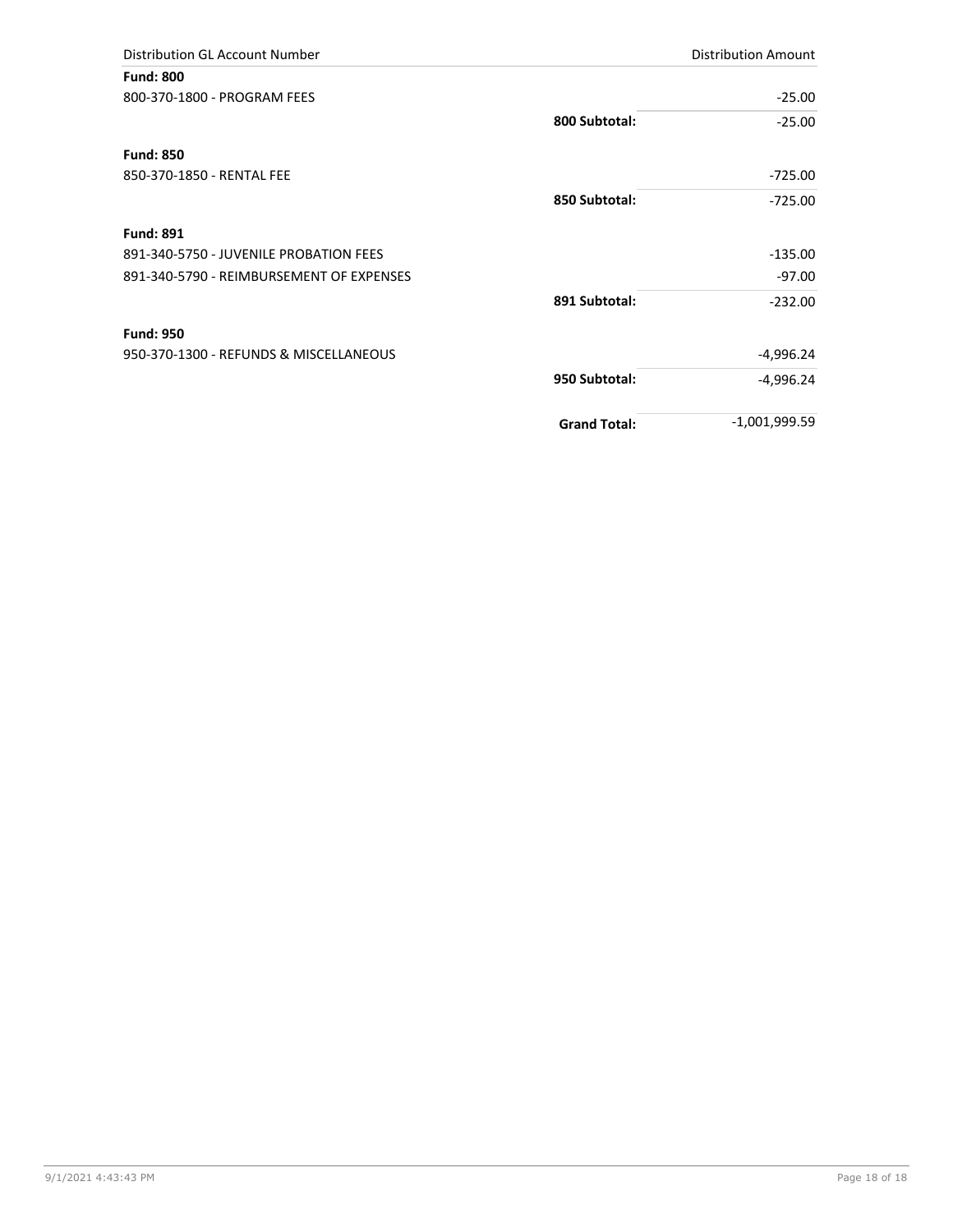| Distribution GL Account Number | | Distribution Amount |
|---|---|---|
| **Fund: 800** | | |
| 800-370-1800 - PROGRAM FEES | | -25.00 |
| | **800 Subtotal:** | -25.00 |
| **Fund: 850** | | |
| 850-370-1850 - RENTAL FEE | | -725.00 |
| | **850 Subtotal:** | -725.00 |
| **Fund: 891** | | |
| 891-340-5750 - JUVENILE PROBATION FEES | | -135.00 |
| 891-340-5790 - REIMBURSEMENT OF EXPENSES | | -97.00 |
| | **891 Subtotal:** | -232.00 |
| **Fund: 950** | | |
| 950-370-1300 - REFUNDS & MISCELLANEOUS | | -4,996.24 |
| | **950 Subtotal:** | -4,996.24 |
| | **Grand Total:** | -1,001,999.59 |